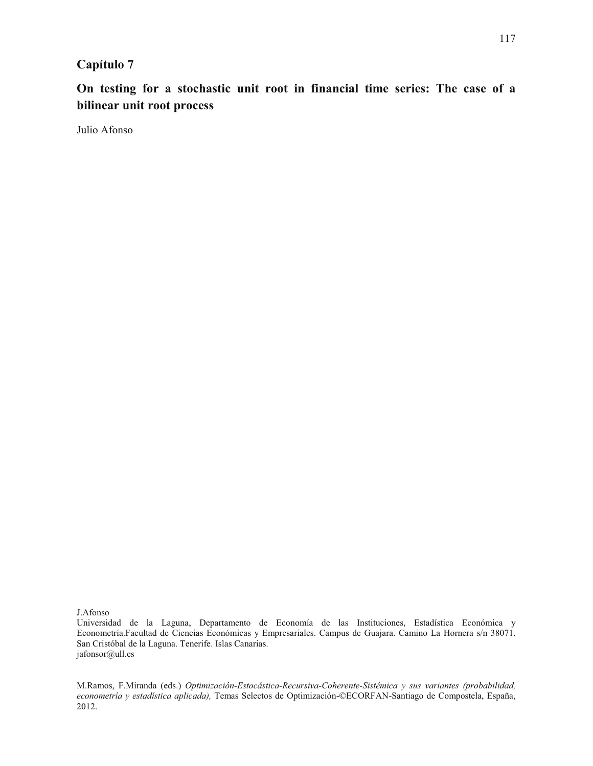# Capítulo 7

## On testing for a stochastic unit root in financial time series: The case of a bilinear unit root process

Julio Afonso

J.Afonso
Universidad de la Laguna, Departamento de Economía de las Instituciones, Estadística Económica y Econometría.Facultad de Ciencias Económicas y Empresariales. Campus de Guajara. Camino La Hornera s/n 38071. San Cristóbal de la Laguna. Tenerife. Islas Canarias.
jafonsor@ull.es

M.Ramos, F.Miranda (eds.) *Optimización-Estocástica-Recursiva-Coherente-Sistémica y sus variantes (probabilidad, econometría y estadística aplicada),* Temas Selectos de Optimización-©ECORFAN-Santiago de Compostela, España, 2012.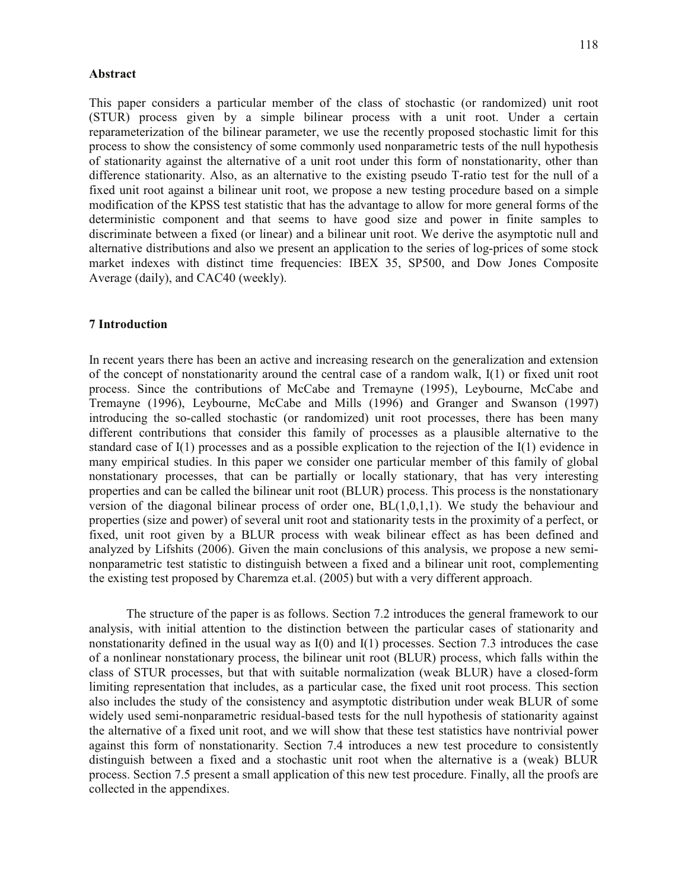## Abstract

This paper considers a particular member of the class of stochastic (or randomized) unit root (STUR) process given by a simple bilinear process with a unit root. Under a certain reparameterization of the bilinear parameter, we use the recently proposed stochastic limit for this process to show the consistency of some commonly used nonparametric tests of the null hypothesis of stationarity against the alternative of a unit root under this form of nonstationarity, other than difference stationarity. Also, as an alternative to the existing pseudo T-ratio test for the null of a fixed unit root against a bilinear unit root, we propose a new testing procedure based on a simple modification of the KPSS test statistic that has the advantage to allow for more general forms of the deterministic component and that seems to have good size and power in finite samples to discriminate between a fixed (or linear) and a bilinear unit root. We derive the asymptotic null and alternative distributions and also we present an application to the series of log-prices of some stock market indexes with distinct time frequencies: IBEX 35, SP500, and Dow Jones Composite Average (daily), and CAC40 (weekly).

## 7 Introduction

In recent years there has been an active and increasing research on the generalization and extension of the concept of nonstationarity around the central case of a random walk, I(1) or fixed unit root process. Since the contributions of McCabe and Tremayne (1995), Leybourne, McCabe and Tremayne (1996), Leybourne, McCabe and Mills (1996) and Granger and Swanson (1997) introducing the so-called stochastic (or randomized) unit root processes, there has been many different contributions that consider this family of processes as a plausible alternative to the standard case of I(1) processes and as a possible explication to the rejection of the I(1) evidence in many empirical studies. In this paper we consider one particular member of this family of global nonstationary processes, that can be partially or locally stationary, that has very interesting properties and can be called the bilinear unit root (BLUR) process. This process is the nonstationary version of the diagonal bilinear process of order one, BL(1,0,1,1). We study the behaviour and properties (size and power) of several unit root and stationarity tests in the proximity of a perfect, or fixed, unit root given by a BLUR process with weak bilinear effect as has been defined and analyzed by Lifshits (2006). Given the main conclusions of this analysis, we propose a new semi-nonparametric test statistic to distinguish between a fixed and a bilinear unit root, complementing the existing test proposed by Charemza et.al. (2005) but with a very different approach.

The structure of the paper is as follows. Section 7.2 introduces the general framework to our analysis, with initial attention to the distinction between the particular cases of stationarity and nonstationarity defined in the usual way as I(0) and I(1) processes. Section 7.3 introduces the case of a nonlinear nonstationary process, the bilinear unit root (BLUR) process, which falls within the class of STUR processes, but that with suitable normalization (weak BLUR) have a closed-form limiting representation that includes, as a particular case, the fixed unit root process. This section also includes the study of the consistency and asymptotic distribution under weak BLUR of some widely used semi-nonparametric residual-based tests for the null hypothesis of stationarity against the alternative of a fixed unit root, and we will show that these test statistics have nontrivial power against this form of nonstationarity. Section 7.4 introduces a new test procedure to consistently distinguish between a fixed and a stochastic unit root when the alternative is a (weak) BLUR process. Section 7.5 present a small application of this new test procedure. Finally, all the proofs are collected in the appendixes.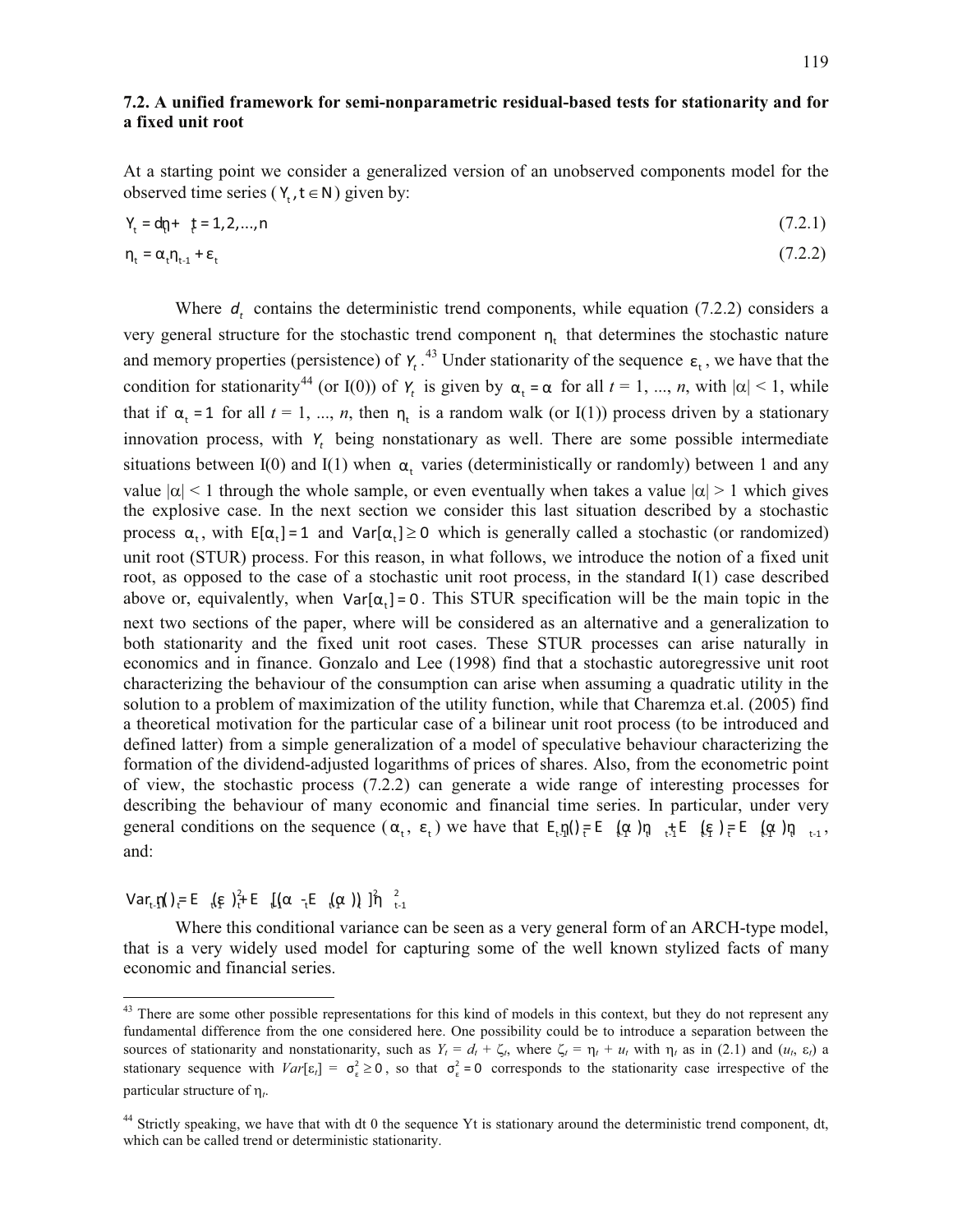## 7.2. A unified framework for semi-nonparametric residual-based tests for stationarity and for a fixed unit root

At a starting point we consider a generalized version of an unobserved components model for the observed time series ($Y_t, t \in N$) given by:

$$Y_t = d_t + \eta_t \quad t = 1, 2, \ldots, n \tag{7.2.1}$$

$$\eta_t = \alpha_t \eta_{t-1} + \varepsilon_t \tag{7.2.2}$$

Where $d_t$ contains the deterministic trend components, while equation (7.2.2) considers a very general structure for the stochastic trend component $\eta_t$ that determines the stochastic nature and memory properties (persistence) of $Y_t$.[43] Under stationarity of the sequence $\varepsilon_t$, we have that the condition for stationarity[44] (or I(0)) of $Y_t$ is given by $\alpha_t = \alpha$ for all $t = 1, \ldots, n$, with $|\alpha| < 1$, while that if $\alpha_t = 1$ for all $t = 1, \ldots, n$, then $\eta_t$ is a random walk (or I(1)) process driven by a stationary innovation process, with $Y_t$ being nonstationary as well. There are some possible intermediate situations between I(0) and I(1) when $\alpha_t$ varies (deterministically or randomly) between 1 and any value $|\alpha| < 1$ through the whole sample, or even eventually when takes a value $|\alpha| > 1$ which gives the explosive case. In the next section we consider this last situation described by a stochastic process $\alpha_t$, with $E[\alpha_t] = 1$ and $Var[\alpha_t] \geq 0$ which is generally called a stochastic (or randomized) unit root (STUR) process. For this reason, in what follows, we introduce the notion of a fixed unit root, as opposed to the case of a stochastic unit root process, in the standard I(1) case described above or, equivalently, when $Var[\alpha_t] = 0$. This STUR specification will be the main topic in the next two sections of the paper, where will be considered as an alternative and a generalization to both stationarity and the fixed unit root cases. These STUR processes can arise naturally in economics and in finance. Gonzalo and Lee (1998) find that a stochastic autoregressive unit root characterizing the behaviour of the consumption can arise when assuming a quadratic utility in the solution to a problem of maximization of the utility function, while that Charemza et.al. (2005) find a theoretical motivation for the particular case of a bilinear unit root process (to be introduced and defined latter) from a simple generalization of a model of speculative behaviour characterizing the formation of the dividend-adjusted logarithms of prices of shares. Also, from the econometric point of view, the stochastic process (7.2.2) can generate a wide range of interesting processes for describing the behaviour of many economic and financial time series. In particular, under very general conditions on the sequence ($\alpha_t$, $\varepsilon_t$) we have that $E_{t-1}(\eta_t) = E_{t-1}(\alpha_t)\eta_{t-1} + E_{t-1}(\varepsilon_t) = E_{t-1}(\alpha_t)\eta_{t-1}$, and:

$$Var_{t-1}(\eta_t) = E_{t-1}(\varepsilon_t)^2 + E_{t-1}[(\alpha_t - E_{t-1}(\alpha_t))]^2 \eta_{t-1}^2$$

Where this conditional variance can be seen as a very general form of an ARCH-type model, that is a very widely used model for capturing some of the well known stylized facts of many economic and financial series.

---

[43] There are some other possible representations for this kind of models in this context, but they do not represent any fundamental difference from the one considered here. One possibility could be to introduce a separation between the sources of stationarity and nonstationarity, such as $Y_t = d_t + \zeta_t$, where $\zeta_t = \eta_t + u_t$ with $\eta_t$ as in (2.1) and ($u_t$, $\varepsilon_t$) a stationary sequence with $Var[\varepsilon_t] = \sigma_\varepsilon^2 \geq 0$, so that $\sigma_\varepsilon^2 = 0$ corresponds to the stationarity case irrespective of the particular structure of $\eta_t$.

[44] Strictly speaking, we have that with dt 0 the sequence Yt is stationary around the deterministic trend component, dt, which can be called trend or deterministic stationarity.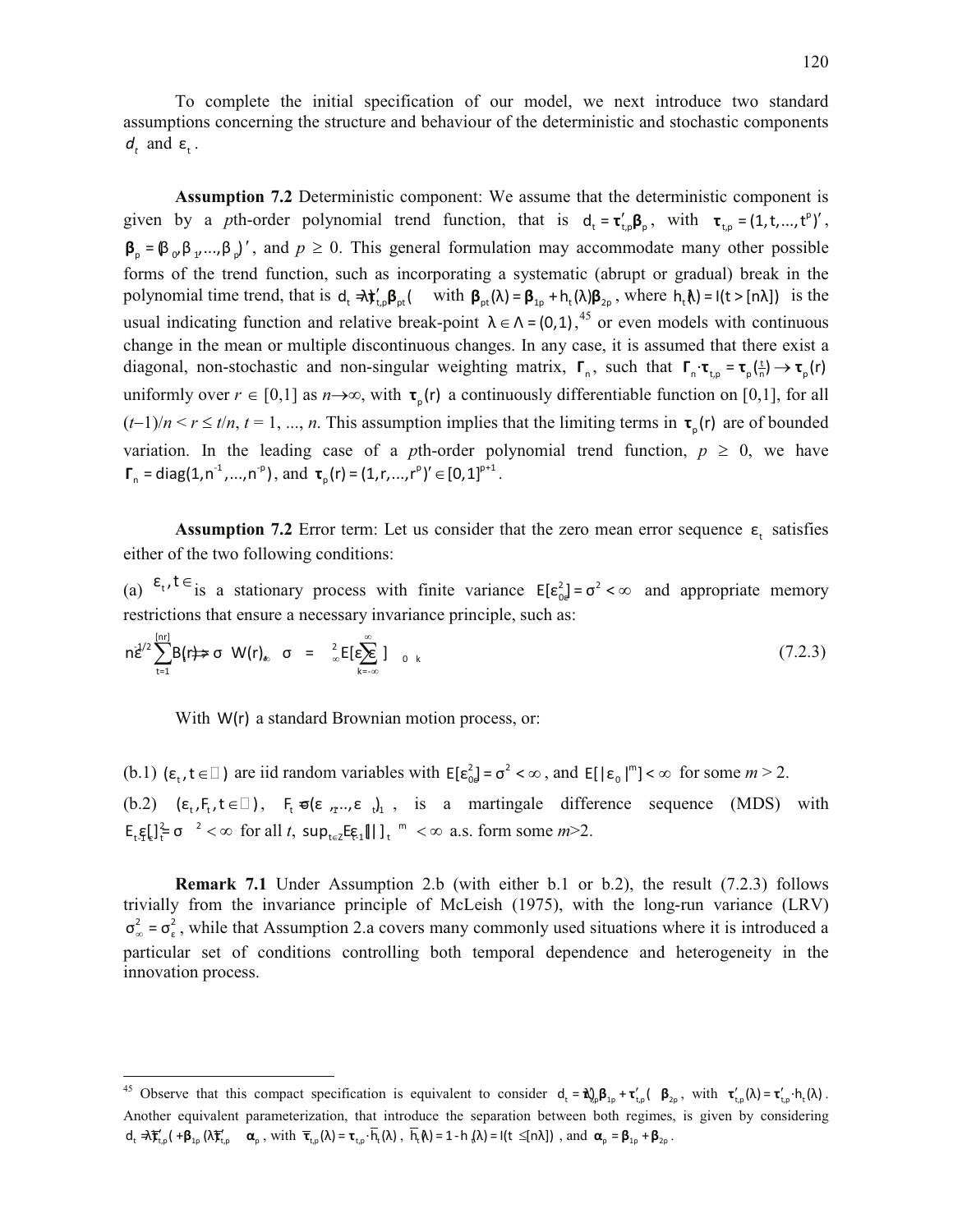To complete the initial specification of our model, we next introduce two standard assumptions concerning the structure and behaviour of the deterministic and stochastic components $d_t$ and $\varepsilon_t$.

**Assumption 7.2** Deterministic component: We assume that the deterministic component is given by a *p*th-order polynomial trend function, that is $d_t = \boldsymbol{\tau}'_{t,p}\boldsymbol{\beta}_p$, with $\boldsymbol{\tau}_{t,p} = (1, t, ..., t^p)'$, $\boldsymbol{\beta}_p = (\beta_0, \beta_1, ..., \beta_p)'$, and $p \geq 0$. This general formulation may accommodate many other possible forms of the trend function, such as incorporating a systematic (abrupt or gradual) break in the polynomial time trend, that is $d_t = \boldsymbol{\tau}'_{t,p}\boldsymbol{\beta}_{pt}(\lambda)$ with $\boldsymbol{\beta}_{pt}(\lambda) = \boldsymbol{\beta}_{1p} + h_t(\lambda)\boldsymbol{\beta}_{2p}$, where $h_t(\lambda) = I(t > [n\lambda])$ is the usual indicating function and relative break-point $\lambda \in \Lambda = (0,1)$,[45] or even models with continuous change in the mean or multiple discontinuous changes. In any case, it is assumed that there exist a diagonal, non-stochastic and non-singular weighting matrix, $\boldsymbol{\Gamma}_n$, such that $\boldsymbol{\Gamma}_n \cdot \boldsymbol{\tau}_{t,p} = \boldsymbol{\tau}_p(\frac{t}{n}) \to \boldsymbol{\tau}_p(r)$ uniformly over $r \in [0,1]$ as $n \to \infty$, with $\boldsymbol{\tau}_p(r)$ a continuously differentiable function on [0,1], for all $(t-1)/n < r \leq t/n$, $t = 1, ..., n$. This assumption implies that the limiting terms in $\boldsymbol{\tau}_p(r)$ are of bounded variation. In the leading case of a *p*th-order polynomial trend function, $p \geq 0$, we have $\boldsymbol{\Gamma}_n = diag(1, n^{-1}, ..., n^{-p})$, and $\boldsymbol{\tau}_p(r) = (1, r, ..., r^p)' \in [0,1]^{p+1}$.

**Assumption 7.2** Error term: Let us consider that the zero mean error sequence $\varepsilon_t$ satisfies either of the two following conditions:

(a) $\varepsilon_t, t \in \mathbb{Z}$ is a stationary process with finite variance $E[\varepsilon_0^2] = \sigma^2 < \infty$ and appropriate memory restrictions that ensure a necessary invariance principle, such as:

$$n^{-1/2}\sum_{t=1}^{[nr]}\varepsilon_t \Rightarrow B(r) = \sigma_\infty W(r), \quad \sigma_\infty^2 = \sum_{k=-\infty}^{\infty} E[\varepsilon_0 \varepsilon_k] \tag{7.2.3}$$

With $W(r)$ a standard Brownian motion process, or:

(b.1) $(\varepsilon_t, t \in \mathbb{Z})$ are iid random variables with $E[\varepsilon_0^2] = \sigma^2 < \infty$, and $E[|\varepsilon_0|^m] < \infty$ for some $m > 2$.

(b.2) $(\varepsilon_t, F_t, t \in \mathbb{Z})$, $F_t = \sigma(\varepsilon_t, \varepsilon_{t-1}, ...)$, is a martingale difference sequence (MDS) with $E_{t-1}[\varepsilon_t^2] = \sigma^2 < \infty$ for all *t*, $\sup_{t \in \mathbb{Z}} E_{t-1}[|\varepsilon_t|^m] < \infty$ a.s. form some $m > 2$.

**Remark 7.1** Under Assumption 2.b (with either b.1 or b.2), the result (7.2.3) follows trivially from the invariance principle of McLeish (1975), with the long-run variance (LRV) $\sigma_\infty^2 = \sigma_\varepsilon^2$, while that Assumption 2.a covers many commonly used situations where it is introduced a particular set of conditions controlling both temporal dependence and heterogeneity in the innovation process.

---

[45] Observe that this compact specification is equivalent to consider $d_t = \boldsymbol{\tau}'_{t,p}\boldsymbol{\beta}_{1p} + \boldsymbol{\tau}'_{t,p}(\lambda)\boldsymbol{\beta}_{2p}$, with $\boldsymbol{\tau}'_{t,p}(\lambda) = \boldsymbol{\tau}'_{t,p} \cdot h_t(\lambda)$. Another equivalent parameterization, that introduce the separation between both regimes, is given by considering $d_t = \overline{\boldsymbol{\tau}}'_{t,p}(\lambda)\boldsymbol{\beta}_{1p} + \boldsymbol{\tau}'_{t,p}(\lambda)\boldsymbol{\alpha}_p$, with $\overline{\boldsymbol{\tau}}_{t,p}(\lambda) = \boldsymbol{\tau}_{t,p} \cdot \overline{h}_t(\lambda)$, $\overline{h}_t(\lambda) = 1 - h_t(\lambda) = I(t \leq [n\lambda])$, and $\boldsymbol{\alpha}_p = \boldsymbol{\beta}_{1p} + \boldsymbol{\beta}_{2p}$.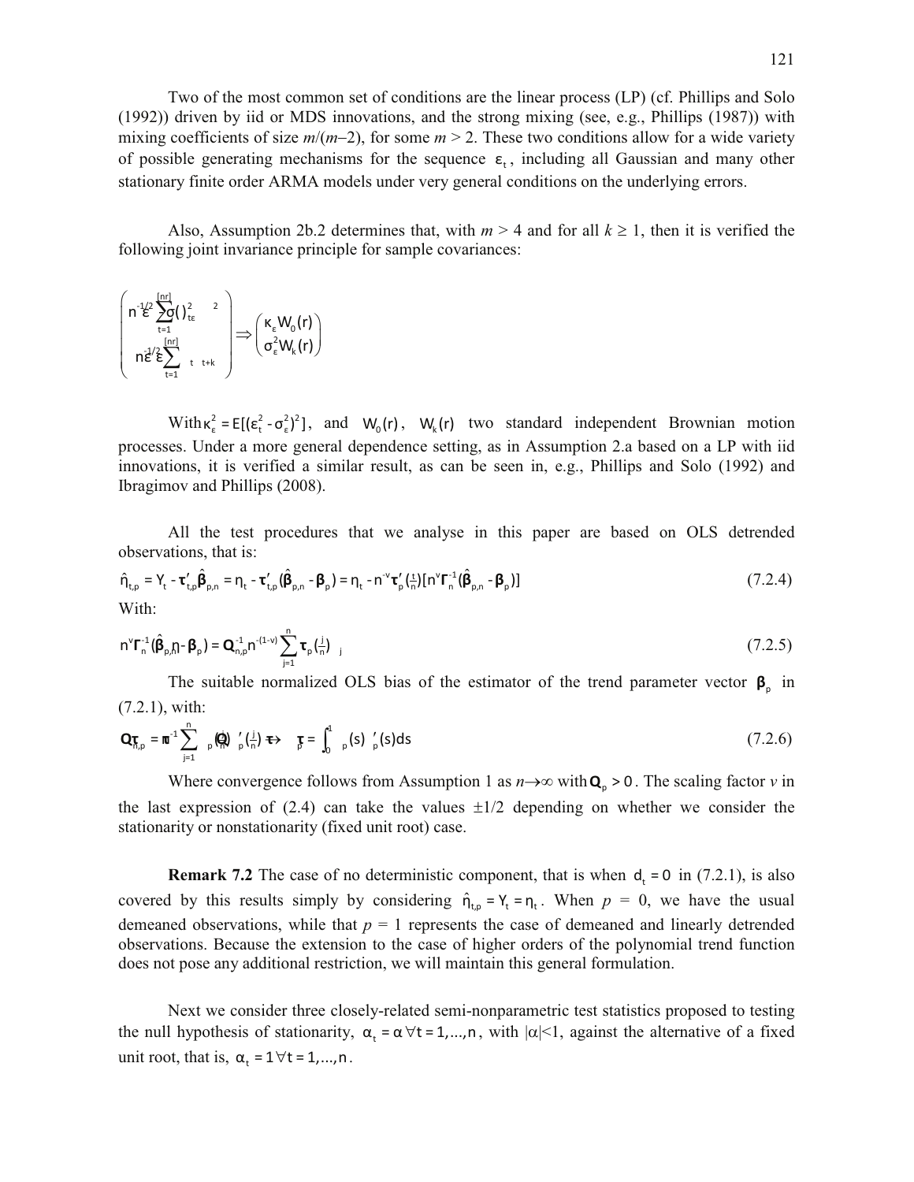Two of the most common set of conditions are the linear process (LP) (cf. Phillips and Solo (1992)) driven by iid or MDS innovations, and the strong mixing (see, e.g., Phillips (1987)) with mixing coefficients of size $m/(m-2)$, for some $m > 2$. These two conditions allow for a wide variety of possible generating mechanisms for the sequence $\varepsilon_t$, including all Gaussian and many other stationary finite order ARMA models under very general conditions on the underlying errors.

Also, Assumption 2b.2 determines that, with $m > 4$ and for all $k \geq 1$, then it is verified the following joint invariance principle for sample covariances:

$$\begin{pmatrix} n^{-1/2}\sum_{t=1}^{[nr]}(\varepsilon_t^2-\sigma_\varepsilon^2) \\ n^{-1/2}\sum_{t=1}^{[nr]}\varepsilon_t\varepsilon_{t+k} \end{pmatrix} \Rightarrow \begin{pmatrix} \kappa_\varepsilon W_0(r) \\ \sigma_\varepsilon^2 W_k(r) \end{pmatrix}$$

With $\kappa_\varepsilon^2 = E[(\varepsilon_t^2 - \sigma_\varepsilon^2)^2]$, and $W_0(r)$, $W_k(r)$ two standard independent Brownian motion processes. Under a more general dependence setting, as in Assumption 2.a based on a LP with iid innovations, it is verified a similar result, as can be seen in, e.g., Phillips and Solo (1992) and Ibragimov and Phillips (2008).

All the test procedures that we analyse in this paper are based on OLS detrended observations, that is:

$$\hat{\eta}_{t,p} = Y_t - \boldsymbol{\tau}_{t,p}'\hat{\boldsymbol{\beta}}_{p,n} = \eta_t - \boldsymbol{\tau}_{t,p}'(\hat{\boldsymbol{\beta}}_{p,n} - \boldsymbol{\beta}_p) = \eta_t - n^{-v}\boldsymbol{\tau}_p'(\tfrac{t}{n})[n^v\boldsymbol{\Gamma}_n^{-1}(\hat{\boldsymbol{\beta}}_{p,n} - \boldsymbol{\beta}_p)] \tag{7.2.4}$$

With:

$$n^v\boldsymbol{\Gamma}_n^{-1}(\hat{\boldsymbol{\beta}}_{p,n} - \boldsymbol{\beta}_p) = \mathbf{Q}_{n,p}^{-1}n^{-(1-v)}\sum_{j=1}^{n}\boldsymbol{\tau}_p(\tfrac{j}{n})\eta_j \tag{7.2.5}$$

The suitable normalized OLS bias of the estimator of the trend parameter vector $\boldsymbol{\beta}_p$ in (7.2.1), with:

$$\mathbf{Q}_{n,p} = n^{-1}\sum_{j=1}^{n}\boldsymbol{\tau}_p(\tfrac{j}{n})\boldsymbol{\tau}_p'(\tfrac{j}{n}) \to \mathbf{Q}_p = \int_0^1\boldsymbol{\tau}_p(s)\boldsymbol{\tau}_p'(s)ds \tag{7.2.6}$$

Where convergence follows from Assumption 1 as $n\to\infty$ with $\mathbf{Q}_p > 0$. The scaling factor $v$ in the last expression of (2.4) can take the values $\pm 1/2$ depending on whether we consider the stationarity or nonstationarity (fixed unit root) case.

**Remark 7.2** The case of no deterministic component, that is when $d_t = 0$ in (7.2.1), is also covered by this results simply by considering $\hat{\eta}_{t,p} = Y_t = \eta_t$. When $p = 0$, we have the usual demeaned observations, while that $p = 1$ represents the case of demeaned and linearly detrended observations. Because the extension to the case of higher orders of the polynomial trend function does not pose any additional restriction, we will maintain this general formulation.

Next we consider three closely-related semi-nonparametric test statistics proposed to testing the null hypothesis of stationarity, $\alpha_t = \alpha\ \forall t = 1,\ldots,n$, with $|\alpha|<1$, against the alternative of a fixed unit root, that is, $\alpha_t = 1\ \forall t = 1,\ldots,n$.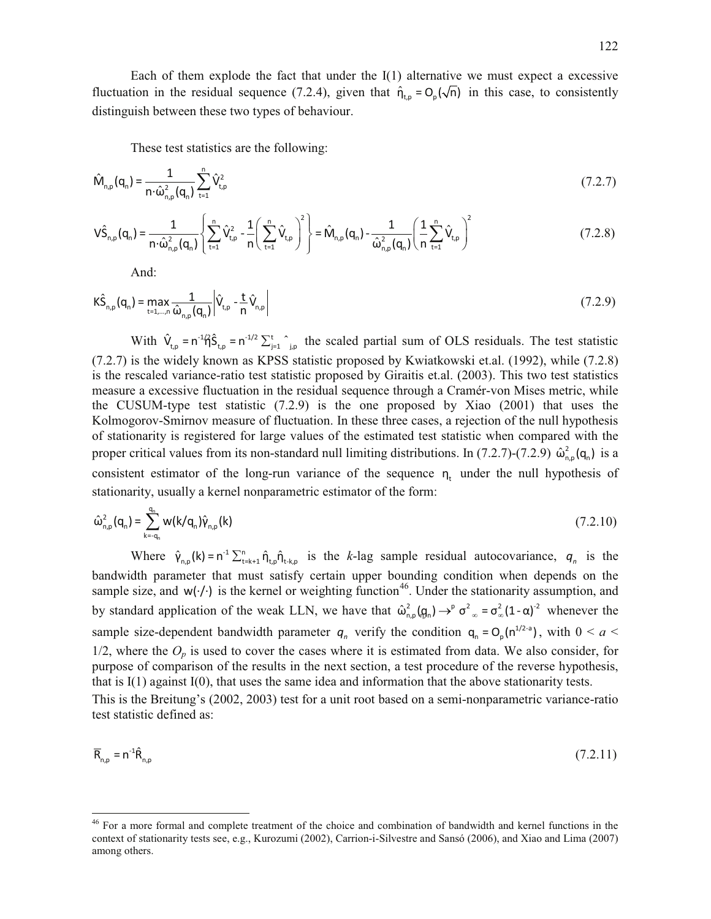Each of them explode the fact that under the I(1) alternative we must expect a excessive fluctuation in the residual sequence (7.2.4), given that $\hat{\eta}_{t,p} = O_p(\sqrt{n})$ in this case, to consistently distinguish between these two types of behaviour.

These test statistics are the following:

$$\hat{M}_{n,p}(q_n) = \frac{1}{n \cdot \hat{\omega}^2_{n,p}(q_n)} \sum_{t=1}^{n} \hat{V}^2_{t,p} \tag{7.2.7}$$

$$V\hat{S}_{n,p}(q_n) = \frac{1}{n \cdot \hat{\omega}^2_{n,p}(q_n)} \left\{ \sum_{t=1}^{n} \hat{V}^2_{t,p} - \frac{1}{n}\left( \sum_{t=1}^{n} \hat{V}_{t,p} \right)^2 \right\} = \hat{M}_{n,p}(q_n) - \frac{1}{\hat{\omega}^2_{n,p}(q_n)} \left( \frac{1}{n} \sum_{t=1}^{n} \hat{V}_{t,p} \right)^2 \tag{7.2.8}$$

And:

$$K\hat{S}_{n,p}(q_n) = \max_{t=1,\ldots,n} \frac{1}{\hat{\omega}_{n,p}(q_n)} \left| \hat{V}_{t,p} - \frac{t}{n} \hat{V}_{n,p} \right| \tag{7.2.9}$$

With $\hat{V}_{t,p} = n^{-1/2}\hat{S}_{t,p} = n^{-1/2}\sum_{j=1}^{t} \hat{\eta}_{j,p}$ the scaled partial sum of OLS residuals. The test statistic (7.2.7) is the widely known as KPSS statistic proposed by Kwiatkowski et.al. (1992), while (7.2.8) is the rescaled variance-ratio test statistic proposed by Giraitis et.al. (2003). This two test statistics measure a excessive fluctuation in the residual sequence through a Cramér-von Mises metric, while the CUSUM-type test statistic (7.2.9) is the one proposed by Xiao (2001) that uses the Kolmogorov-Smirnov measure of fluctuation. In these three cases, a rejection of the null hypothesis of stationarity is registered for large values of the estimated test statistic when compared with the proper critical values from its non-standard null limiting distributions. In (7.2.7)-(7.2.9) $\hat{\omega}^2_{n,p}(q_n)$ is a consistent estimator of the long-run variance of the sequence $\eta_t$ under the null hypothesis of stationarity, usually a kernel nonparametric estimator of the form:

$$\hat{\omega}^2_{n,p}(q_n) = \sum_{k=-q_n}^{q_n} w(k/q_n)\hat{\gamma}_{n,p}(k) \tag{7.2.10}$$

Where $\hat{\gamma}_{n,p}(k) = n^{-1}\sum_{t=k+1}^{n} \hat{\eta}_{t,p}\hat{\eta}_{t-k,p}$ is the *k*-lag sample residual autocovariance, $q_n$ is the bandwidth parameter that must satisfy certain upper bounding condition when depends on the sample size, and $w(\cdot/\cdot)$ is the kernel or weighting function[46]. Under the stationarity assumption, and by standard application of the weak LLN, we have that $\hat{\omega}^2_{n,p}(q_n) \to^p \sigma^2_{\infty} = \sigma^2_{\infty}(1-\alpha)^{-2}$ whenever the sample size-dependent bandwidth parameter $q_n$ verify the condition $q_n = O_p(n^{1/2-a})$, with $0 < a < 1/2$, where the $O_p$ is used to cover the cases where it is estimated from data. We also consider, for purpose of comparison of the results in the next section, a test procedure of the reverse hypothesis, that is I(1) against I(0), that uses the same idea and information that the above stationarity tests.

This is the Breitung's (2002, 2003) test for a unit root based on a semi-nonparametric variance-ratio test statistic defined as:

$$\overline{R}_{n,p} = n^{-1}\hat{R}_{n,p} \tag{7.2.11}$$

[46] For a more formal and complete treatment of the choice and combination of bandwidth and kernel functions in the context of stationarity tests see, e.g., Kurozumi (2002), Carrion-i-Silvestre and Sansó (2006), and Xiao and Lima (2007) among others.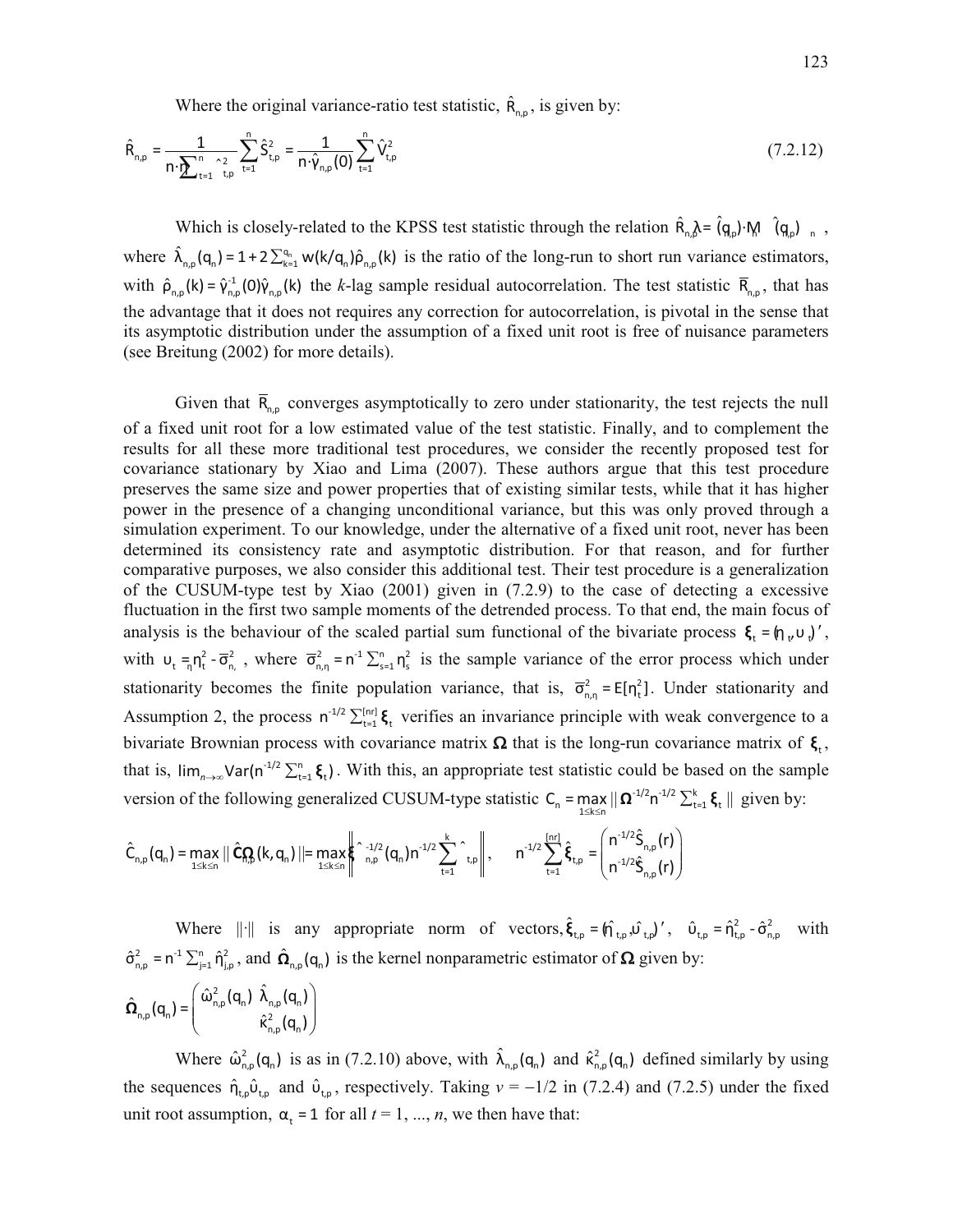Where the original variance-ratio test statistic, $\hat{R}_{n,p}$, is given by:

$$\hat{R}_{n,p} = \frac{1}{n \cdot \sum_{t=1}^{n} \hat{\eta}_{t,p}^2} \sum_{t=1}^{n} \hat{S}_{t,p}^2 = \frac{1}{n \cdot \hat{\gamma}_{n,p}(0)} \sum_{t=1}^{n} \hat{V}_{t,p}^2 \tag{7.2.12}$$

Which is closely-related to the KPSS test statistic through the relation $\hat{R}_{n,p} = \hat{\lambda}_{n,p}(q_n) \cdot \hat{M}_{n,p}(q_n)$, where $\hat{\lambda}_{n,p}(q_n) = 1 + 2\sum_{k=1}^{q_n} w(k/q_n)\hat{\rho}_{n,p}(k)$ is the ratio of the long-run to short run variance estimators, with $\hat{\rho}_{n,p}(k) = \hat{\gamma}_{n,p}^{-1}(0)\hat{\gamma}_{n,p}(k)$ the *k*-lag sample residual autocorrelation. The test statistic $\overline{R}_{n,p}$, that has the advantage that it does not requires any correction for autocorrelation, is pivotal in the sense that its asymptotic distribution under the assumption of a fixed unit root is free of nuisance parameters (see Breitung (2002) for more details).

Given that $\overline{R}_{n,p}$ converges asymptotically to zero under stationarity, the test rejects the null of a fixed unit root for a low estimated value of the test statistic. Finally, and to complement the results for all these more traditional test procedures, we consider the recently proposed test for covariance stationary by Xiao and Lima (2007). These authors argue that this test procedure preserves the same size and power properties that of existing similar tests, while that it has higher power in the presence of a changing unconditional variance, but this was only proved through a simulation experiment. To our knowledge, under the alternative of a fixed unit root, never has been determined its consistency rate and asymptotic distribution. For that reason, and for further comparative purposes, we also consider this additional test. Their test procedure is a generalization of the CUSUM-type test by Xiao (2001) given in (7.2.9) to the case of detecting a excessive fluctuation in the first two sample moments of the detrended process. To that end, the main focus of analysis is the behaviour of the scaled partial sum functional of the bivariate process $\boldsymbol{\xi}_t = (\eta_t, \upsilon_t)'$, with $\upsilon_t = \eta_t^2 - \overline{\sigma}_{n,\eta}^2$, where $\overline{\sigma}_{n,\eta}^2 = n^{-1}\sum_{s=1}^{n}\eta_s^2$ is the sample variance of the error process which under stationarity becomes the finite population variance, that is, $\overline{\sigma}_{n,\eta}^2 = E[\eta_t^2]$. Under stationarity and Assumption 2, the process $n^{-1/2}\sum_{t=1}^{[nr]}\boldsymbol{\xi}_t$ verifies an invariance principle with weak convergence to a bivariate Brownian process with covariance matrix $\boldsymbol{\Omega}$ that is the long-run covariance matrix of $\boldsymbol{\xi}_t$, that is, $\lim_{n\to\infty} Var(n^{-1/2}\sum_{t=1}^{n}\boldsymbol{\xi}_t)$. With this, an appropriate test statistic could be based on the sample version of the following generalized CUSUM-type statistic $C_n = \max_{1\le k\le n} \| \boldsymbol{\Omega}^{-1/2} n^{-1/2}\sum_{t=1}^{k}\boldsymbol{\xi}_t \|$ given by:

$$\hat{C}_{n,p}(q_n) = \max_{1\le k\le n} \| \hat{\mathbf{C}}_{n,p}(k, q_n) \| = \max_{1\le k\le n} \left\| \hat{\boldsymbol{\Omega}}_{n,p}^{-1/2}(q_n) n^{-1/2} \sum_{t=1}^{k} \hat{\boldsymbol{\xi}}_{t,p} \right\|, \quad n^{-1/2}\sum_{t=1}^{[nr]}\hat{\boldsymbol{\xi}}_{t,p} = \begin{pmatrix} n^{-1/2}\hat{S}_{n,p}(r) \\ n^{-1/2}\hat{S}_{n,p}(r) \end{pmatrix}$$

Where $\|\cdot\|$ is any appropriate norm of vectors, $\hat{\boldsymbol{\xi}}_{t,p} = (\hat{\eta}_{t,p}, \hat{\upsilon}_{t,p})'$, $\hat{\upsilon}_{t,p} = \hat{\eta}_{t,p}^2 - \hat{\sigma}_{n,p}^2$ with $\hat{\sigma}_{n,p}^2 = n^{-1}\sum_{j=1}^{n}\hat{\eta}_{j,p}^2$, and $\hat{\boldsymbol{\Omega}}_{n,p}(q_n)$ is the kernel nonparametric estimator of $\boldsymbol{\Omega}$ given by:

$$\hat{\boldsymbol{\Omega}}_{n,p}(q_n) = \begin{pmatrix} \hat{\omega}_{n,p}^2(q_n) & \hat{\lambda}_{n,p}(q_n) \\ & \hat{\kappa}_{n,p}^2(q_n) \end{pmatrix}$$

Where $\hat{\omega}_{n,p}^2(q_n)$ is as in (7.2.10) above, with $\hat{\lambda}_{n,p}(q_n)$ and $\hat{\kappa}_{n,p}^2(q_n)$ defined similarly by using the sequences $\hat{\eta}_{t,p}\hat{\upsilon}_{t,p}$ and $\hat{\upsilon}_{t,p}$, respectively. Taking $v = -1/2$ in (7.2.4) and (7.2.5) under the fixed unit root assumption, $\alpha_t = 1$ for all $t = 1, ..., n$, we then have that: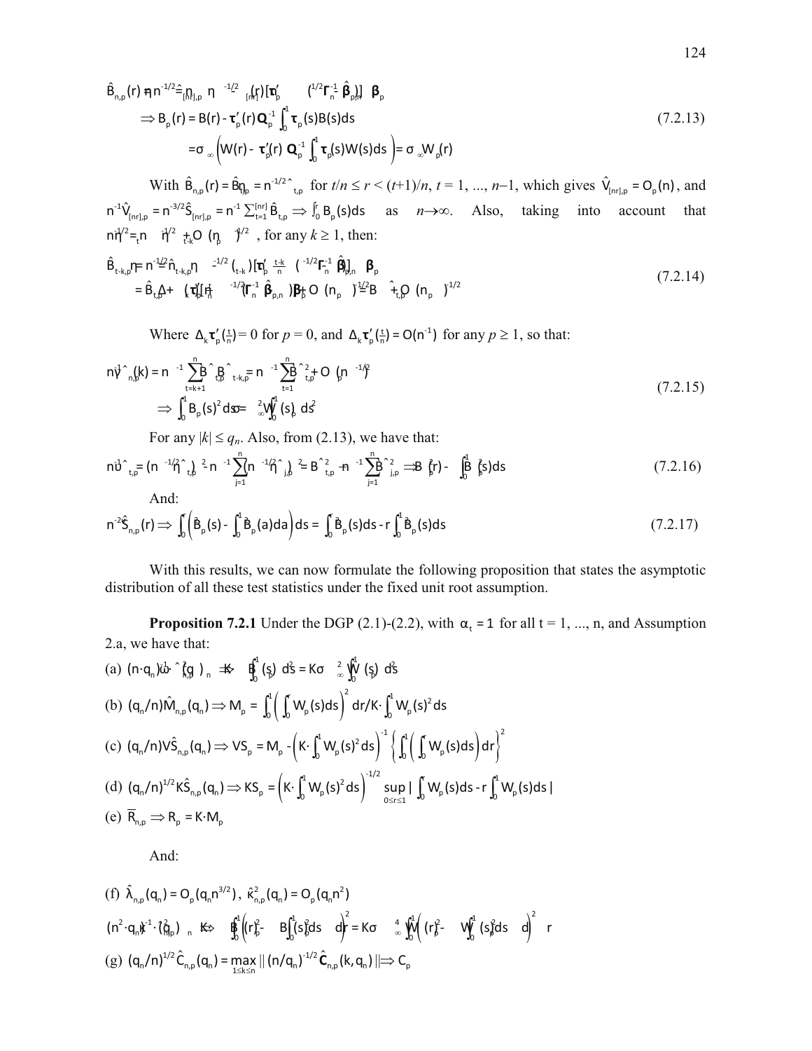$$\hat{B}_{n,p}(r) = n^{-1/2}\hat{\eta}_{[nr],p} = n^{-1/2}\eta_{[nr]} - \boldsymbol{\tau}_p'(r)\left(n^{1/2}\boldsymbol{\Gamma}_n^{-1}\hat{\boldsymbol{\beta}}_{p,n} - \boldsymbol{\beta}_p\right)$$

$$\Rightarrow B_p(r) = B(r) - \boldsymbol{\tau}_p'(r)\mathbf{Q}_p^{-1}\int_0^1 \boldsymbol{\tau}_p(s)B(s)ds \tag{7.2.13}$$

$$= \sigma_\infty \left(W(r) - \boldsymbol{\tau}_p'(r)\mathbf{Q}_p^{-1}\int_0^1 \boldsymbol{\tau}_p(s)W(s)ds\right) = \sigma_\infty W_p(r)$$

With $\hat{B}_{n,p}(r) = \hat{B}_{t,p} = n^{-1/2}\hat{\eta}_{t,p}$ for $t/n \le r < (t+1)/n$, $t = 1, \ldots, n-1$, which gives $\hat{V}_{[nr],p} = O_p(n)$, and $n^{-1}\hat{V}_{[nr],p} = n^{-3/2}\hat{S}_{[nr],p} = n^{-1}\sum_{t=1}^{[nr]}\hat{B}_{t,p} \Rightarrow \int_0^r B_p(s)ds$ as $n\to\infty$. Also, taking into account that $n^{-1/2}\eta_t = n^{-1/2}\eta_{t-k} + O_p(n^{-1/2})$, for any $k \ge 1$, then:

$$\hat{B}_{t-k,p} = n^{-1/2}\hat{\eta}_{t-k,p} = n^{-1/2}\eta_{t-k} - \boldsymbol{\tau}_p'\left(\tfrac{t-k}{n}\right)\left(n^{1/2}\boldsymbol{\Gamma}_n^{-1}\hat{\boldsymbol{\beta}}_{p,n} - \boldsymbol{\beta}_p\right)$$
$$= \hat{B}_{t,p} + \Delta_k\boldsymbol{\tau}_p'\left(\tfrac{t}{n}\right)\left(n^{1/2}\boldsymbol{\Gamma}_n^{-1}\hat{\boldsymbol{\beta}}_{p,n} - \boldsymbol{\beta}_p\right) + O_p(n^{-1/2}) = \hat{B}_{t,p} + O_p(n^{-1/2}) \tag{7.2.14}$$

Where $\Delta_k\boldsymbol{\tau}_p'\left(\tfrac{t}{n}\right) = 0$ for $p = 0$, and $\Delta_k\boldsymbol{\tau}_p'\left(\tfrac{t}{n}\right) = O(n^{-1})$ for any $p \ge 1$, so that:

$$n^{-1}\hat{\gamma}_{n,p}(k) = n^{-1}\sum_{t=k+1}^{n}\hat{B}_{t,p}\hat{B}_{t-k,p} = n^{-1}\sum_{t=1}^{n}\hat{B}_{t,p}^2 + O_p(n^{-1/2})$$
$$\Rightarrow \int_0^1 B_p(s)^2 ds = \sigma_\infty^2\int_0^1 W_p(s)^2 ds \tag{7.2.15}$$

For any $|k| \le q_n$. Also, from (2.13), we have that:

$$n^{-1}\hat{\upsilon}_{t,p} = (n^{-1/2}\hat{\eta}_{t,p})^2 - n^{-1}\sum_{j=1}^{n}(n^{-1/2}\hat{\eta}_{j,p})^2 = \hat{B}_{t,p}^2 - n^{-1}\sum_{j=1}^{n}\hat{B}_{j,p}^2 \Rightarrow B_p^2(r) - \int_0^1 B_p^2(s)ds \tag{7.2.16}$$

And:

$$n^{-2}\hat{S}_{n,p}(r) \Rightarrow \int_0^r\left(B_p^2(s) - \int_0^1 B_p^2(a)da\right)ds = \int_0^r B_p^2(s)ds - r\int_0^1 B_p^2(s)ds \tag{7.2.17}$$

With this results, we can now formulate the following proposition that states the asymptotic distribution of all these test statistics under the fixed unit root assumption.

**Proposition 7.2.1** Under the DGP (2.1)-(2.2), with $\alpha_t = 1$ for all t = 1, ..., n, and Assumption 2.a, we have that:

(a) $(n\cdot q_n)^{-1}\hat{\omega}^2_{n,p}(q_n) \Rightarrow K\cdot\int_0^1 B_p(s)^2 ds = K\sigma_\infty^2\int_0^1 W_p(s)^2 ds$

(b) $(q_n/n)\hat{M}_{n,p}(q_n) \Rightarrow M_p = \int_0^1\left(\int_0^r W_p(s)ds\right)^2 dr / K\cdot\int_0^1 W_p(s)^2 ds$

(c) $(q_n/n)V\hat{S}_{n,p}(q_n) \Rightarrow VS_p = M_p - \left(K\cdot\int_0^1 W_p(s)^2 ds\right)^{-1}\left\{\int_0^1\left(\int_0^r W_p(s)ds\right)dr\right\}^2$

(d) $(q_n/n)^{1/2}K\hat{S}_{n,p}(q_n) \Rightarrow KS_p = \left(K\cdot\int_0^1 W_p(s)^2 ds\right)^{-1/2}\sup_{0\le r\le 1}\left|\int_0^r W_p(s)ds - r\int_0^1 W_p(s)ds\right|$

(e) $\overline{R}_{n,p} \Rightarrow R_p = K\cdot M_p$

And:

(f) $\hat{\lambda}_{n,p}(q_n) = O_p(q_n n^{3/2})$, $\hat{\kappa}^2_{n,p}(q_n) = O_p(q_n n^2)$

$(n^2\cdot q_n)^{-1}\hat{\kappa}^2_{n,p}(q_n) \Rightarrow K\cdot\int_0^1\left(B_p^2(r) - \int_0^1 B_p^2(s)ds\right)^2 dr = K\sigma_\infty^4\int_0^1\left(W_p^2(r) - \int_0^1 W_p^2(s)ds\right)^2 dr$

(g) $(q_n/n)^{1/2}\hat{C}_{n,p}(q_n) = \max_{1\le k\le n}\|(n/q_n)^{-1/2}\hat{\mathbf{C}}_{n,p}(k,q_n)\| \Rightarrow C_p$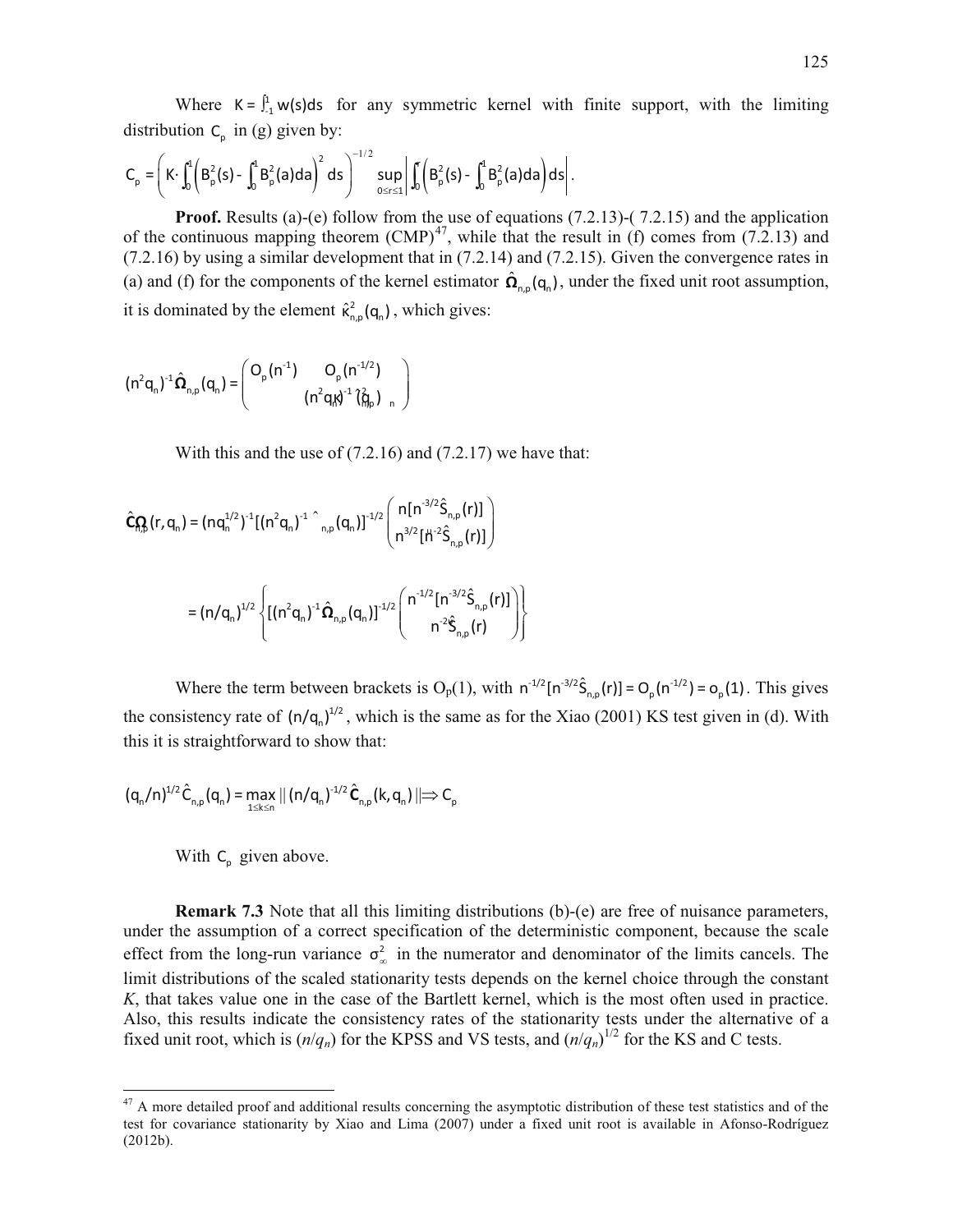Where $K = \int_{-1}^{1} w(s)ds$ for any symmetric kernel with finite support, with the limiting distribution $C_p$ in (g) given by:

$$C_p = \left( K \cdot \int_0^1 \left( B_p^2(s) - \int_0^1 B_p^2(a)da \right)^2 ds \right)^{-1/2} \sup_{0 \leq r \leq 1} \left| \int_0^r \left( B_p^2(s) - \int_0^1 B_p^2(a)da \right) ds \right| .$$

**Proof.** Results (a)-(e) follow from the use of equations (7.2.13)-( 7.2.15) and the application of the continuous mapping theorem (CMP)[47], while that the result in (f) comes from (7.2.13) and (7.2.16) by using a similar development that in (7.2.14) and (7.2.15). Given the convergence rates in (a) and (f) for the components of the kernel estimator $\hat{\boldsymbol{\Omega}}_{n,p}(q_n)$, under the fixed unit root assumption, it is dominated by the element $\hat{\kappa}^2_{n,p}(q_n)$, which gives:

$$(n^2 q_n)^{-1} \hat{\boldsymbol{\Omega}}_{n,p}(q_n) = \begin{pmatrix} O_p(n^{-1}) & O_p(n^{-1/2}) \\ & (n^2 q_n)^{-1} \hat{\kappa}^2_{n,p}(q_n) \end{pmatrix}$$

With this and the use of (7.2.16) and (7.2.17) we have that:

$$\hat{\mathbf{C}}_{n,p}(r, q_n) = (n q_n^{1/2})^{-1} [(n^2 q_n)^{-1} \hat{\boldsymbol{\Omega}}_{n,p}(q_n)]^{-1/2} \begin{pmatrix} n[n^{-3/2} \hat{S}_{n,p}(r)] \\ n^{3/2} [n^{-2} \hat{S}^{u}_{n,p}(r)] \end{pmatrix}$$

$$= (n/q_n)^{1/2} \left\{ [(n^2 q_n)^{-1} \hat{\boldsymbol{\Omega}}_{n,p}(q_n)]^{-1/2} \begin{pmatrix} n^{-1/2}[n^{-3/2} \hat{S}_{n,p}(r)] \\ n^{-2} \hat{S}_{n,p}(r) \end{pmatrix} \right\}$$

Where the term between brackets is $O_p(1)$, with $n^{-1/2}[n^{-3/2}\hat{S}_{n,p}(r)] = O_p(n^{-1/2}) = o_p(1)$. This gives the consistency rate of $(n/q_n)^{1/2}$, which is the same as for the Xiao (2001) KS test given in (d). With this it is straightforward to show that:

$$(q_n/n)^{1/2} \hat{C}_{n,p}(q_n) = \max_{1 \leq k \leq n} \| (n/q_n)^{-1/2} \hat{\mathbf{C}}_{n,p}(k, q_n) \| \Rightarrow C_p$$

With $C_p$ given above.

**Remark 7.3** Note that all this limiting distributions (b)-(e) are free of nuisance parameters, under the assumption of a correct specification of the deterministic component, because the scale effect from the long-run variance $\sigma^2_\infty$ in the numerator and denominator of the limits cancels. The limit distributions of the scaled stationarity tests depends on the kernel choice through the constant *K*, that takes value one in the case of the Bartlett kernel, which is the most often used in practice. Also, this results indicate the consistency rates of the stationarity tests under the alternative of a fixed unit root, which is $(n/q_n)$ for the KPSS and VS tests, and $(n/q_n)^{1/2}$ for the KS and C tests.

---

[47] A more detailed proof and additional results concerning the asymptotic distribution of these test statistics and of the test for covariance stationarity by Xiao and Lima (2007) under a fixed unit root is available in Afonso-Rodríguez (2012b).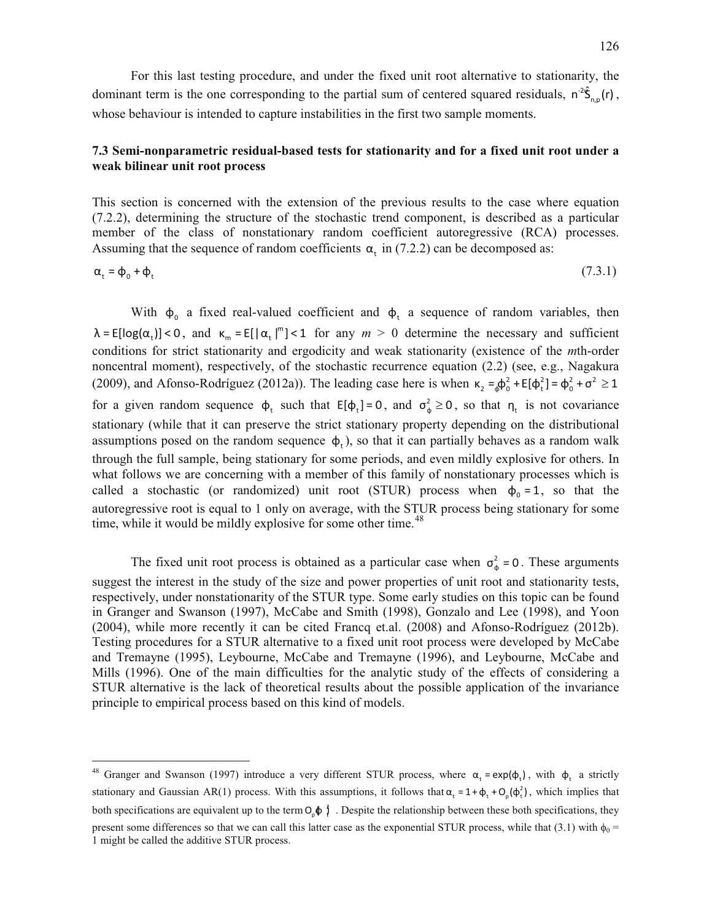For this last testing procedure, and under the fixed unit root alternative to stationarity, the dominant term is the one corresponding to the partial sum of centered squared residuals, $n^{-2}\hat{S}_{n,p}(r)$, whose behaviour is intended to capture instabilities in the first two sample moments.

### 7.3 Semi-nonparametric residual-based tests for stationarity and for a fixed unit root under a weak bilinear unit root process

This section is concerned with the extension of the previous results to the case where equation (7.2.2), determining the structure of the stochastic trend component, is described as a particular member of the class of nonstationary random coefficient autoregressive (RCA) processes. Assuming that the sequence of random coefficients $\alpha_t$ in (7.2.2) can be decomposed as:

$$\alpha_t = \phi_0 + \phi_t \tag{7.3.1}$$

With $\phi_0$ a fixed real-valued coefficient and $\phi_t$ a sequence of random variables, then $\lambda = E[\log(\alpha_t)] < 0$, and $\kappa_m = E[|\alpha_t|^m] < 1$ for any *m* > 0 determine the necessary and sufficient conditions for strict stationarity and ergodicity and weak stationarity (existence of the *m*th-order noncentral moment), respectively, of the stochastic recurrence equation (2.2) (see, e.g., Nagakura (2009), and Afonso-Rodríguez (2012a)). The leading case here is when $\kappa_2 = \phi_0^2 + E[\phi_t^2] = \phi_0^2 + \sigma_\phi^2 \geq 1$ for a given random sequence $\phi_t$ such that $E[\phi_t] = 0$, and $\sigma_\phi^2 \geq 0$, so that $\eta_t$ is not covariance stationary (while that it can preserve the strict stationary property depending on the distributional assumptions posed on the random sequence $\phi_t$), so that it can partially behaves as a random walk through the full sample, being stationary for some periods, and even mildly explosive for others. In what follows we are concerning with a member of this family of nonstationary processes which is called a stochastic (or randomized) unit root (STUR) process when $\phi_0 = 1$, so that the autoregressive root is equal to 1 only on average, with the STUR process being stationary for some time, while it would be mildly explosive for some other time.[48]

The fixed unit root process is obtained as a particular case when $\sigma_\phi^2 = 0$. These arguments suggest the interest in the study of the size and power properties of unit root and stationarity tests, respectively, under nonstationarity of the STUR type. Some early studies on this topic can be found in Granger and Swanson (1997), McCabe and Smith (1998), Gonzalo and Lee (1998), and Yoon (2004), while more recently it can be cited Francq et.al. (2008) and Afonso-Rodríguez (2012b). Testing procedures for a STUR alternative to a fixed unit root process were developed by McCabe and Tremayne (1995), Leybourne, McCabe and Tremayne (1996), and Leybourne, McCabe and Mills (1996). One of the main difficulties for the analytic study of the effects of considering a STUR alternative is the lack of theoretical results about the possible application of the invariance principle to empirical process based on this kind of models.

---

[48] Granger and Swanson (1997) introduce a very different STUR process, where $\alpha_t = \exp(\phi_t)$, with $\phi_t$ a strictly stationary and Gaussian AR(1) process. With this assumptions, it follows that $\alpha_t = 1 + \phi_t + O_p(\phi_t^2)$, which implies that both specifications are equivalent up to the term $O_p(\phi_t^2)$. Despite the relationship between these both specifications, they present some differences so that we can call this latter case as the exponential STUR process, while that (3.1) with $\phi_0$ = 1 might be called the additive STUR process.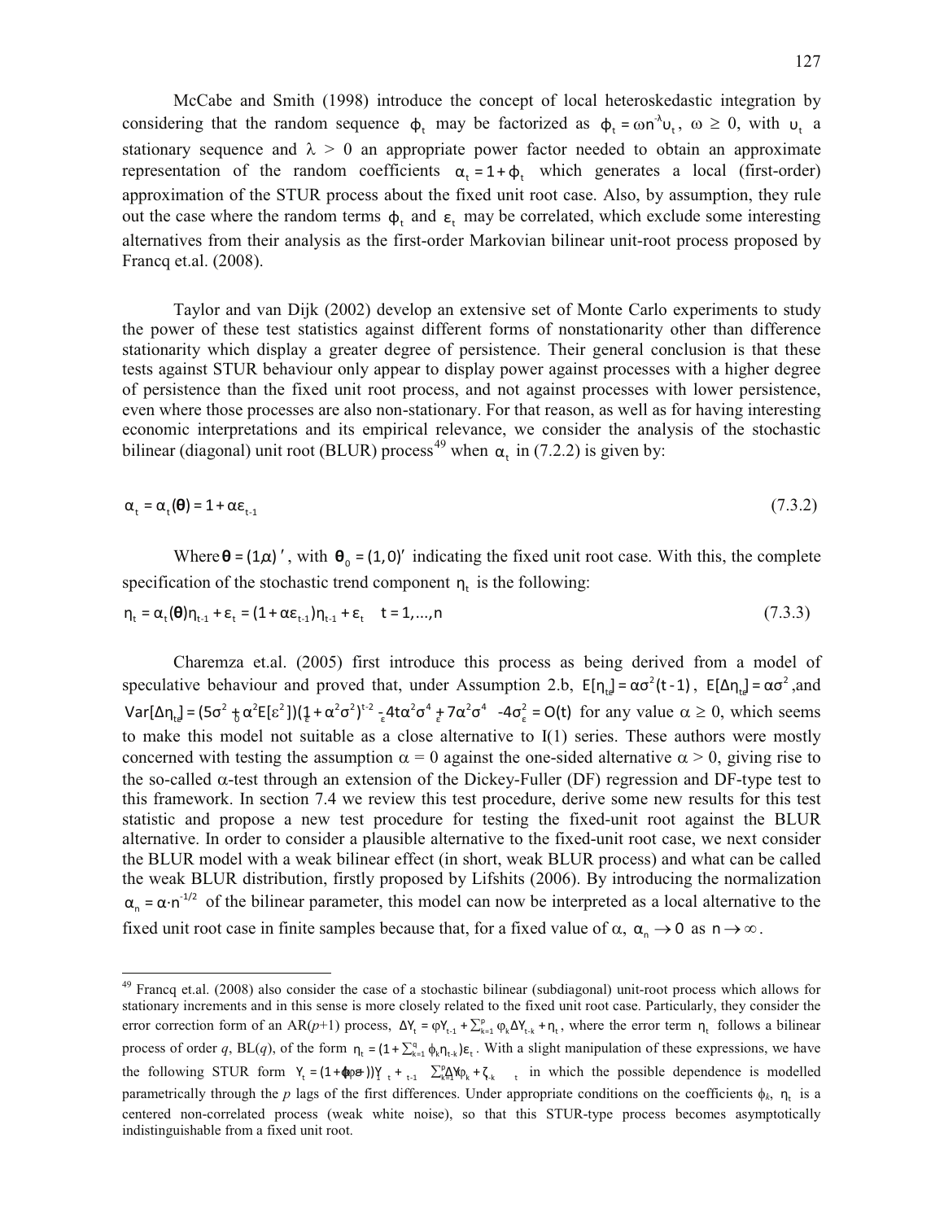McCabe and Smith (1998) introduce the concept of local heteroskedastic integration by considering that the random sequence $\phi_t$ may be factorized as $\phi_t = \omega n^{-\lambda} \upsilon_t$, $\omega \geq 0$, with $\upsilon_t$ a stationary sequence and $\lambda > 0$ an appropriate power factor needed to obtain an approximate representation of the random coefficients $\alpha_t = 1 + \phi_t$ which generates a local (first-order) approximation of the STUR process about the fixed unit root case. Also, by assumption, they rule out the case where the random terms $\phi_t$ and $\varepsilon_t$ may be correlated, which exclude some interesting alternatives from their analysis as the first-order Markovian bilinear unit-root process proposed by Francq et.al. (2008).

Taylor and van Dijk (2002) develop an extensive set of Monte Carlo experiments to study the power of these test statistics against different forms of nonstationarity other than difference stationarity which display a greater degree of persistence. Their general conclusion is that these tests against STUR behaviour only appear to display power against processes with a higher degree of persistence than the fixed unit root process, and not against processes with lower persistence, even where those processes are also non-stationary. For that reason, as well as for having interesting economic interpretations and its empirical relevance, we consider the analysis of the stochastic bilinear (diagonal) unit root (BLUR) process[49] when $\alpha_t$ in (7.2.2) is given by:

$$\alpha_t = \alpha_t(\boldsymbol{\theta}) = 1 + \alpha\varepsilon_{t-1} \tag{7.3.2}$$

Where $\boldsymbol{\theta} = (1\alpha)'$, with $\boldsymbol{\theta}_0 = (1,0)'$ indicating the fixed unit root case. With this, the complete specification of the stochastic trend component $\eta_t$ is the following:

$$\eta_t = \alpha_t(\boldsymbol{\theta})\eta_{t-1} + \varepsilon_t = (1 + \alpha\varepsilon_{t-1})\eta_{t-1} + \varepsilon_t \quad t = 1,\ldots,n \tag{7.3.3}$$

Charemza et.al. (2005) first introduce this process as being derived from a model of speculative behaviour and proved that, under Assumption 2.b, $E[\eta_t] = \alpha\sigma^2(t-1)$, $E[\Delta\eta_t] = \alpha\sigma^2$, and $Var[\Delta\eta_t] = (5\sigma^2 + \alpha^2 E[\varepsilon^2])(1 + \alpha^2\sigma^2)^{t-2} - 4t\alpha^2\sigma^4 + 7\alpha^2\sigma^4 - 4\sigma_\varepsilon^2 = O(t)$ for any value $\alpha \geq 0$, which seems to make this model not suitable as a close alternative to I(1) series. These authors were mostly concerned with testing the assumption $\alpha = 0$ against the one-sided alternative $\alpha > 0$, giving rise to the so-called $\alpha$-test through an extension of the Dickey-Fuller (DF) regression and DF-type test to this framework. In section 7.4 we review this test procedure, derive some new results for this test statistic and propose a new test procedure for testing the fixed-unit root against the BLUR alternative. In order to consider a plausible alternative to the fixed-unit root case, we next consider the BLUR model with a weak bilinear effect (in short, weak BLUR process) and what can be called the weak BLUR distribution, firstly proposed by Lifshits (2006). By introducing the normalization $\alpha_n = \alpha \cdot n^{-1/2}$ of the bilinear parameter, this model can now be interpreted as a local alternative to the fixed unit root case in finite samples because that, for a fixed value of $\alpha$, $\alpha_n \to 0$ as $n \to \infty$.

---

[49] Francq et.al. (2008) also consider the case of a stochastic bilinear (subdiagonal) unit-root process which allows for stationary increments and in this sense is more closely related to the fixed unit root case. Particularly, they consider the error correction form of an AR($p$+1) process, $\Delta Y_t = \varphi Y_{t-1} + \sum_{k=1}^{p} \varphi_k \Delta Y_{t-k} + \eta_t$, where the error term $\eta_t$ follows a bilinear process of order $q$, BL($q$), of the form $\eta_t = (1 + \sum_{k=1}^{q} \phi_k \eta_{t-k})\varepsilon_t$. With a slight manipulation of these expressions, we have the following STUR form $Y_t = (1 + \varphi + \phi_1\varepsilon_t)Y_{t-1} + \sum_{k=1}^{p} \varphi_k \Delta Y_{t-k} + \zeta_t$ in which the possible dependence is modelled parametrically through the $p$ lags of the first differences. Under appropriate conditions on the coefficients $\phi_k$, $\eta_t$ is a centered non-correlated process (weak white noise), so that this STUR-type process becomes asymptotically indistinguishable from a fixed unit root.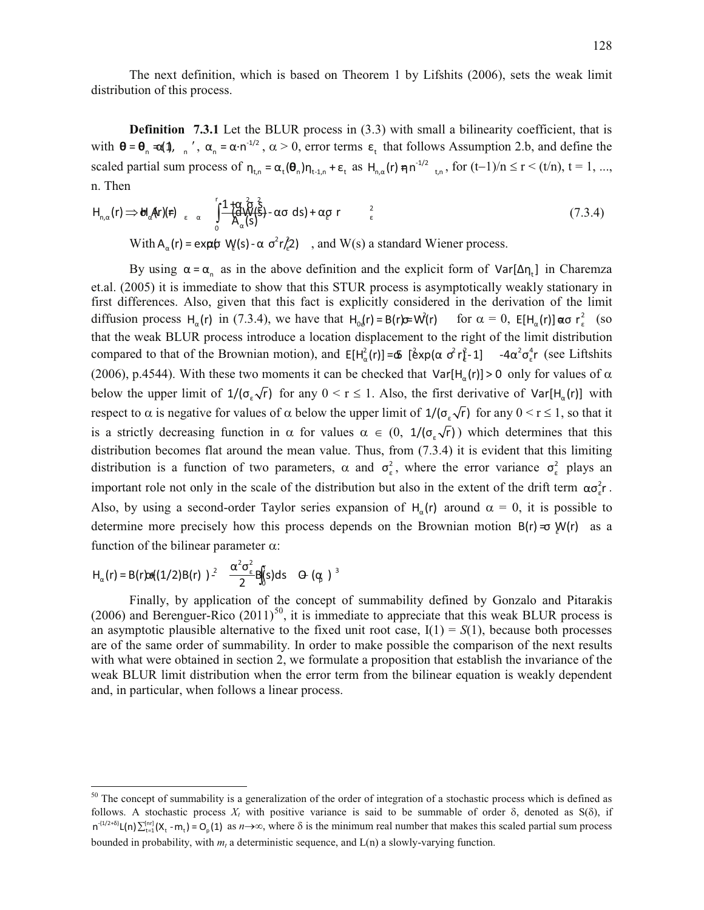The next definition, which is based on Theorem 1 by Lifshits (2006), sets the weak limit distribution of this process.

**Definition 7.3.1** Let the BLUR process in (3.3) with small a bilinearity coefficient, that is with $\theta = \theta_n = (1, \alpha_n)'$, $\alpha_n = \alpha \cdot n^{-1/2}$, $\alpha > 0$, error terms $\varepsilon_t$ that follows Assumption 2.b, and define the scaled partial sum process of $\eta_{t,n} = \alpha_t(\theta_n)\eta_{t-1,n} + \varepsilon_t$ as $H_{n,\alpha}(r) = n^{-1/2}\eta_{t,n}$, for $(t-1)/n \leq r < (t/n)$, $t = 1, ..., n$. Then

$$H_{n,\alpha}(r) \Rightarrow H_\alpha(r) = \sigma_\varepsilon A_\alpha(r) \int_0^r \frac{1 + \alpha^2 \sigma_\varepsilon^2 s}{A_\alpha(s)}(dW(s) - \alpha\sigma_\varepsilon ds) + \alpha\sigma_\varepsilon^2 r \tag{7.3.4}$$

With $A_\alpha(r) = \exp(\alpha\sigma_\varepsilon W(s) - \alpha^2\sigma_\varepsilon^2 r/2)$, and W(s) a standard Wiener process.

By using $\alpha = \alpha_n$ as in the above definition and the explicit form of $Var[\Delta\eta_t]$ in Charemza et.al. (2005) it is immediate to show that this STUR process is asymptotically weakly stationary in first differences. Also, given that this fact is explicitly considered in the derivation of the limit diffusion process $H_\alpha(r)$ in (7.3.4), we have that $H_0(r) = B(r) = \sigma_\varepsilon W(r)$ for $\alpha = 0$, $E[H_\alpha(r)] = \alpha\sigma_\varepsilon r_\varepsilon^2$ (so that the weak BLUR process introduce a location displacement to the right of the limit distribution compared to that of the Brownian motion), and $E[H_\alpha^2(r)] = 5\sigma_\varepsilon^2[\exp(\alpha^2\sigma_\varepsilon^2 r) - 1] - 4\alpha^2\sigma_\varepsilon^4 r$ (see Liftshits (2006), p.4544). With these two moments it can be checked that $Var[H_\alpha(r)] > 0$ only for values of $\alpha$ below the upper limit of $1/(\sigma_\varepsilon\sqrt{r})$ for any $0 < r \leq 1$. Also, the first derivative of $Var[H_\alpha(r)]$ with respect to $\alpha$ is negative for values of $\alpha$ below the upper limit of $1/(\sigma_\varepsilon\sqrt{r})$ for any $0 < r \leq 1$, so that it is a strictly decreasing function in $\alpha$ for values $\alpha \in (0, 1/(\sigma_\varepsilon\sqrt{r}))$ which determines that this distribution becomes flat around the mean value. Thus, from (7.3.4) it is evident that this limiting distribution is a function of two parameters, $\alpha$ and $\sigma_\varepsilon^2$, where the error variance $\sigma_\varepsilon^2$ plays an important role not only in the scale of the distribution but also in the extent of the drift term $\alpha\sigma_\varepsilon^2 r$. Also, by using a second-order Taylor series expansion of $H_\alpha(r)$ around $\alpha = 0$, it is possible to determine more precisely how this process depends on the Brownian motion $B(r) = \sigma_\varepsilon W(r)$ as a function of the bilinear parameter $\alpha$:

$$H_\alpha(r) = B(r) + \alpha((1/2)B(r)^2) - \frac{\alpha^2\sigma_\varepsilon^2}{2}\int_0^r B(s)ds + O_p(\alpha^3)$$

Finally, by application of the concept of summability defined by Gonzalo and Pitarakis (2006) and Berenguer-Rico (2011)[50], it is immediate to appreciate that this weak BLUR process is an asymptotic plausible alternative to the fixed unit root case, I(1) = *S*(1), because both processes are of the same order of summability. In order to make possible the comparison of the next results with what were obtained in section 2, we formulate a proposition that establish the invariance of the weak BLUR limit distribution when the error term from the bilinear equation is weakly dependent and, in particular, when follows a linear process.

---

[50] The concept of summability is a generalization of the order of integration of a stochastic process which is defined as follows. A stochastic process $X_t$ with positive variance is said to be summable of order $\delta$, denoted as $S(\delta)$, if $n^{-(1/2+\delta)}L(n)\sum_{t=1}^{[nr]}(X_t - m_t) = O_p(1)$ as $n\to\infty$, where $\delta$ is the minimum real number that makes this scaled partial sum process bounded in probability, with $m_t$ a deterministic sequence, and L(n) a slowly-varying function.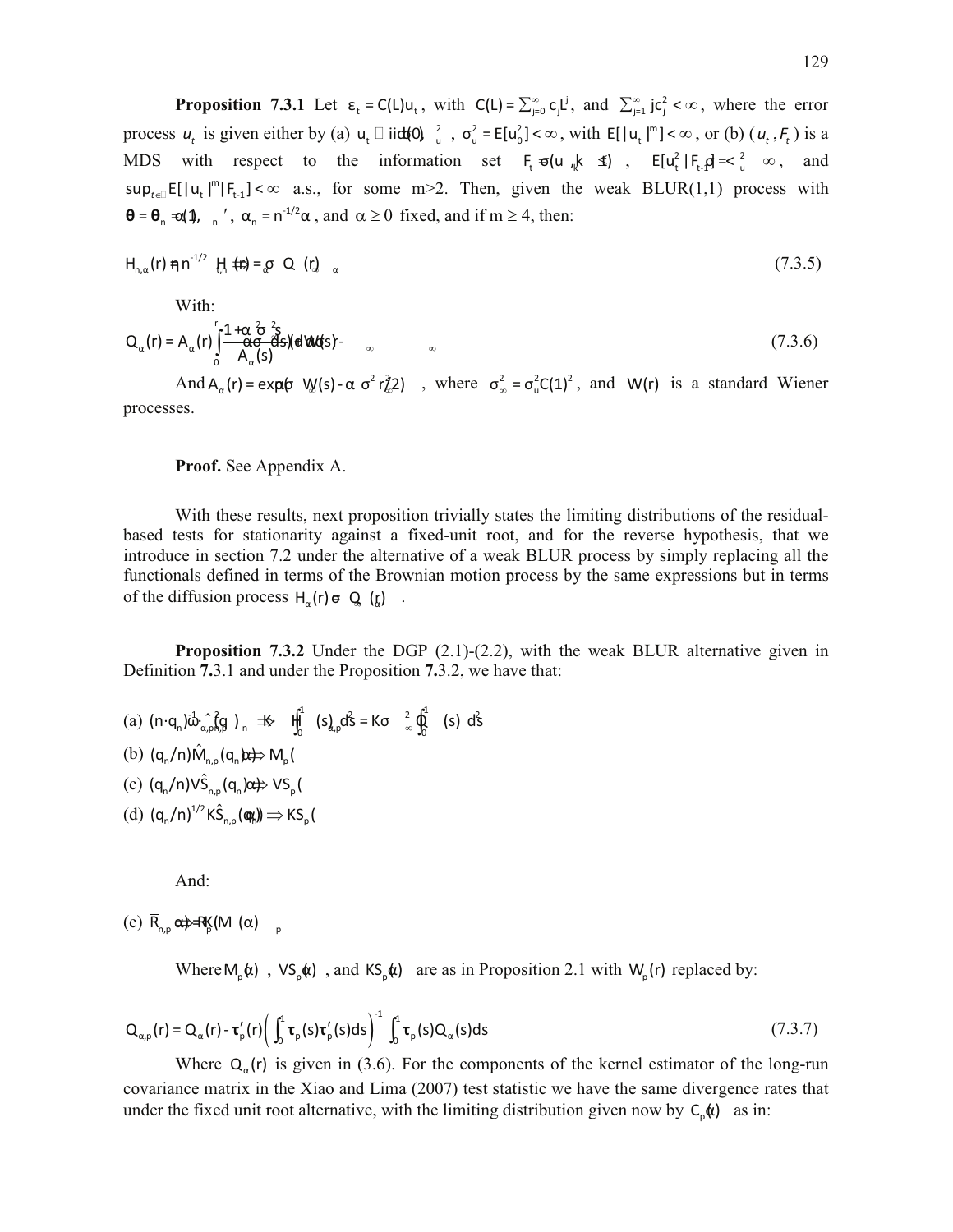**Proposition 7.3.1** Let $\varepsilon_t = C(L)u_t$, with $C(L) = \sum_{j=0}^{\infty} c_j L^j$, and $\sum_{j=1}^{\infty} jc_j^2 < \infty$, where the error process $u_t$ is given either by (a) $u_t \sim iid(0, \sigma_u^2)$, $\sigma_u^2 = E[u_0^2] < \infty$, with $E[|u_t|^m] < \infty$, or (b) $(u_t, F_t)$ is a MDS with respect to the information set $F_t = \sigma(u_k, k \leq t)$, $E[u_t^2 | F_{t-1}] = \sigma_u^2 < \infty$, and $\sup_{t \in \mathbb{Z}} E[|u_t|^m | F_{t-1}] < \infty$ a.s., for some m>2. Then, given the weak BLUR(1,1) process with $\theta = \theta_n = (1, \alpha_n)'$, $\alpha_n = n^{-1/2}\alpha$, and $\alpha \geq 0$ fixed, and if m ≥ 4, then:

$$H_{n,\alpha}(r) = n^{-1/2} y_{[nr]} \Rightarrow H_\alpha(r) = \sigma_\infty Q_\alpha(r) \tag{7.3.5}$$

With:

$$Q_\alpha(r) = A_\alpha(r) \int_0^r \frac{1 + \alpha^2 \sigma_\infty^2 s}{A_\alpha(s)} (dW(s) - \alpha \sigma_\infty ds) \tag{7.3.6}$$

And $A_\alpha(r) = \exp(\alpha \sigma_\infty W(s) - \alpha^2 \sigma_\infty^2 r/2)$, where $\sigma_\infty^2 = \sigma_u^2 C(1)^2$, and $W(r)$ is a standard Wiener processes.

**Proof.** See Appendix A.

With these results, next proposition trivially states the limiting distributions of the residual-based tests for stationarity against a fixed-unit root, and for the reverse hypothesis, that we introduce in section 7.2 under the alternative of a weak BLUR process by simply replacing all the functionals defined in terms of the Brownian motion process by the same expressions but in terms of the diffusion process $H_\alpha(r) = \sigma_\infty Q_\alpha(r)$.

**Proposition 7.3.2** Under the DGP (2.1)-(2.2), with the weak BLUR alternative given in Definition **7.**3.1 and under the Proposition **7.**3.2, we have that:

(a) $(n \cdot q_n)^{-1} \hat{\omega}_{\alpha,p,n}^2(q_n) \Rightarrow K \int_0^1 H_{\alpha,p}^2(s) ds = K \sigma_\infty^2 \int_0^1 Q_{\alpha,p}^2(s) ds$

(b) $(q_n/n)\hat{M}_{n,p}(q_n) \Rightarrow M_p(\alpha)$

(c) $(q_n/n)\hat{VS}_{n,p}(q_n) \Rightarrow VS_p(\alpha)$

(d) $(q_n/n)^{1/2}\hat{KS}_{n,p}(q_n) \Rightarrow KS_p(\alpha)$

And:

(e) $\overline{R}_{n,p} \Rightarrow R_p(\alpha) = K(M_p(\alpha))^{-1}$

Where $M_p(\alpha)$, $VS_p(\alpha)$, and $KS_p(\alpha)$ are as in Proposition 2.1 with $W_p(r)$ replaced by:

$$Q_{\alpha,p}(r) = Q_\alpha(r) - \boldsymbol{\tau}_p'(r) \left( \int_0^1 \boldsymbol{\tau}_p(s) \boldsymbol{\tau}_p'(s) ds \right)^{-1} \int_0^1 \boldsymbol{\tau}_p(s) Q_\alpha(s) ds \tag{7.3.7}$$

Where $Q_\alpha(r)$ is given in (3.6). For the components of the kernel estimator of the long-run covariance matrix in the Xiao and Lima (2007) test statistic we have the same divergence rates that under the fixed unit root alternative, with the limiting distribution given now by $C_p(\alpha)$ as in: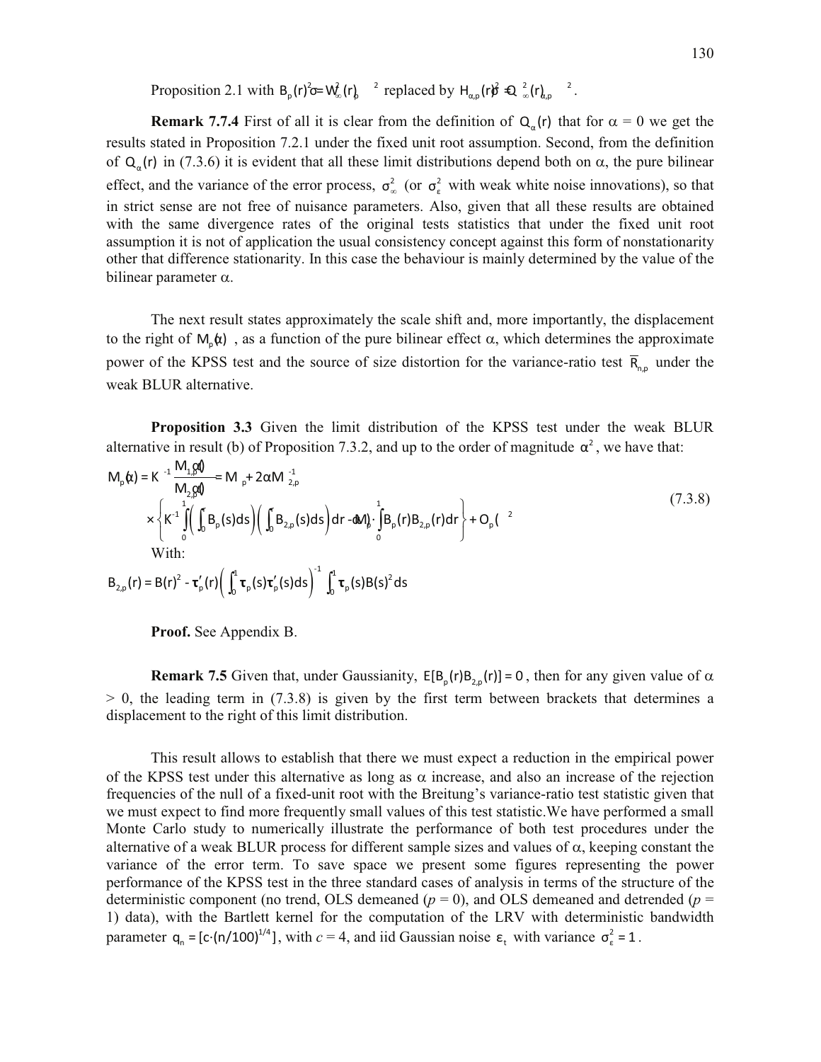Proposition 2.1 with $B_p(r)^2 \sigma_\infty^2 = W_\infty(r)_p^2$ replaced by $H_{\alpha,p}(r)^2 = Q_\infty^2(r)_{\alpha,p}^2$.

**Remark 7.7.4** First of all it is clear from the definition of $Q_\alpha(r)$ that for α = 0 we get the results stated in Proposition 7.2.1 under the fixed unit root assumption. Second, from the definition of $Q_\alpha(r)$ in (7.3.6) it is evident that all these limit distributions depend both on α, the pure bilinear effect, and the variance of the error process, $\sigma_\infty^2$ (or $\sigma_\varepsilon^2$ with weak white noise innovations), so that in strict sense are not free of nuisance parameters. Also, given that all these results are obtained with the same divergence rates of the original tests statistics that under the fixed unit root assumption it is not of application the usual consistency concept against this form of nonstationarity other that difference stationarity. In this case the behaviour is mainly determined by the value of the bilinear parameter α.

The next result states approximately the scale shift and, more importantly, the displacement to the right of $M_p(\alpha)$, as a function of the pure bilinear effect α, which determines the approximate power of the KPSS test and the source of size distortion for the variance-ratio test $\overline{R}_{n,p}$ under the weak BLUR alternative.

**Proposition 3.3** Given the limit distribution of the KPSS test under the weak BLUR alternative in result (b) of Proposition 7.3.2, and up to the order of magnitude $\alpha^2$, we have that:

$$
\begin{aligned}
M_p(\alpha) &= K^{-1}\frac{M_{1,p}(\alpha)}{M_{2,p}(\alpha)} = M_p + 2\alpha M_{2,p}^{-1} \\
&\times \left\{ K^{-1}\int_0^1 \left( \int_0^r B_p(s)ds \right)\left( \int_0^r B_{2,p}(s)ds \right)dr - \alpha M_p \cdot \int_0^1 B_p(r)B_{2,p}(r)dr \right\} + O_p(\alpha^2)
\end{aligned}
\tag{7.3.8}
$$

With:

$$
B_{2,p}(r) = B(r)^2 - \boldsymbol{\tau}_p'(r)\left( \int_0^1 \boldsymbol{\tau}_p(s)\boldsymbol{\tau}_p'(s)ds \right)^{-1} \int_0^1 \boldsymbol{\tau}_p(s)B(s)^2 ds
$$

**Proof.** See Appendix B.

**Remark 7.5** Given that, under Gaussianity, $E[B_p(r)B_{2,p}(r)] = 0$, then for any given value of α > 0, the leading term in (7.3.8) is given by the first term between brackets that determines a displacement to the right of this limit distribution.

This result allows to establish that there we must expect a reduction in the empirical power of the KPSS test under this alternative as long as α increase, and also an increase of the rejection frequencies of the null of a fixed-unit root with the Breitung's variance-ratio test statistic given that we must expect to find more frequently small values of this test statistic.We have performed a small Monte Carlo study to numerically illustrate the performance of both test procedures under the alternative of a weak BLUR process for different sample sizes and values of α, keeping constant the variance of the error term. To save space we present some figures representing the power performance of the KPSS test in the three standard cases of analysis in terms of the structure of the deterministic component (no trend, OLS demeaned ($p$ = 0), and OLS demeaned and detrended ($p$ = 1) data), with the Bartlett kernel for the computation of the LRV with deterministic bandwidth parameter $q_n = [c\cdot(n/100)^{1/4}]$, with $c$ = 4, and iid Gaussian noise $\varepsilon_t$ with variance $\sigma_\varepsilon^2 = 1$.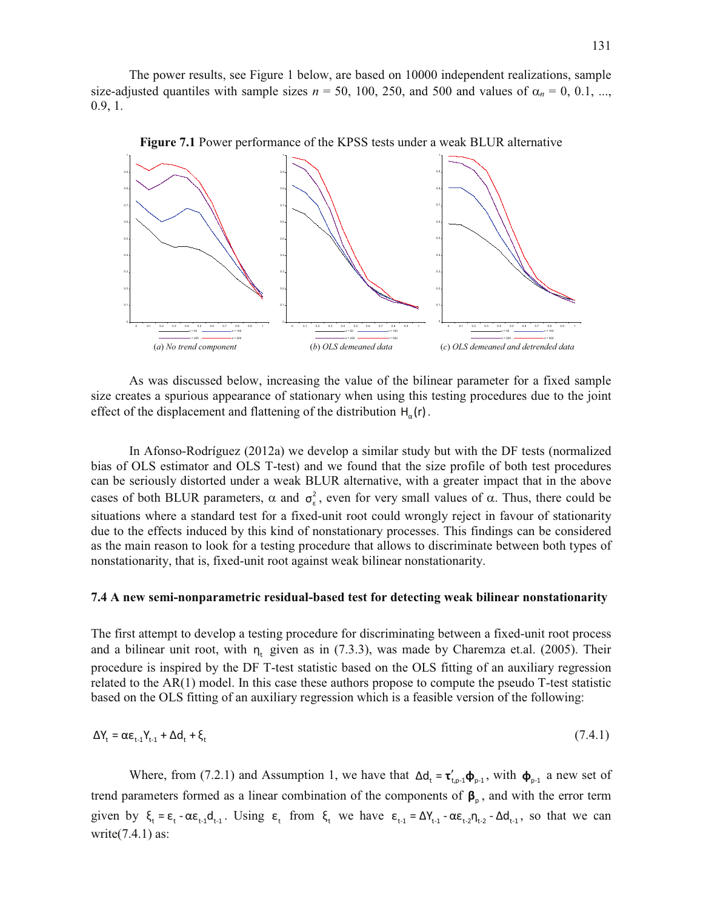The power results, see Figure 1 below, are based on 10000 independent realizations, sample size-adjusted quantiles with sample sizes $n$ = 50, 100, 250, and 500 and values of $\alpha_n$ = 0, 0.1, ..., 0.9, 1.

**Figure 7.1** Power performance of the KPSS tests under a weak BLUR alternative

(*a*) *No trend component* (*b*) *OLS demeaned data* (*c*) *OLS demeaned and detrended data*

As was discussed below, increasing the value of the bilinear parameter for a fixed sample size creates a spurious appearance of stationary when using this testing procedures due to the joint effect of the displacement and flattening of the distribution $H_\alpha(r)$.

In Afonso-Rodríguez (2012a) we develop a similar study but with the DF tests (normalized bias of OLS estimator and OLS T-test) and we found that the size profile of both test procedures can be seriously distorted under a weak BLUR alternative, with a greater impact that in the above cases of both BLUR parameters, $\alpha$ and $\sigma_\varepsilon^2$, even for very small values of $\alpha$. Thus, there could be situations where a standard test for a fixed-unit root could wrongly reject in favour of stationarity due to the effects induced by this kind of nonstationary processes. This findings can be considered as the main reason to look for a testing procedure that allows to discriminate between both types of nonstationarity, that is, fixed-unit root against weak bilinear nonstationarity.

### 7.4 A new semi-nonparametric residual-based test for detecting weak bilinear nonstationarity

The first attempt to develop a testing procedure for discriminating between a fixed-unit root process and a bilinear unit root, with $\eta_t$ given as in (7.3.3), was made by Charemza et.al. (2005). Their procedure is inspired by the DF T-test statistic based on the OLS fitting of an auxiliary regression related to the AR(1) model. In this case these authors propose to compute the pseudo T-test statistic based on the OLS fitting of an auxiliary regression which is a feasible version of the following:

$$\Delta Y_t = \alpha\varepsilon_{t-1}Y_{t-1} + \Delta d_t + \xi_t \tag{7.4.1}$$

Where, from (7.2.1) and Assumption 1, we have that $\Delta d_t = \boldsymbol{\tau}'_{t,p-1}\boldsymbol{\phi}_{p-1}$, with $\boldsymbol{\phi}_{p-1}$ a new set of trend parameters formed as a linear combination of the components of $\boldsymbol{\beta}_p$, and with the error term given by $\xi_t = \varepsilon_t - \alpha\varepsilon_{t-1}d_{t-1}$. Using $\varepsilon_t$ from $\xi_t$ we have $\varepsilon_{t-1} = \Delta Y_{t-1} - \alpha\varepsilon_{t-2}\eta_{t-2} - \Delta d_{t-1}$, so that we can write(7.4.1) as: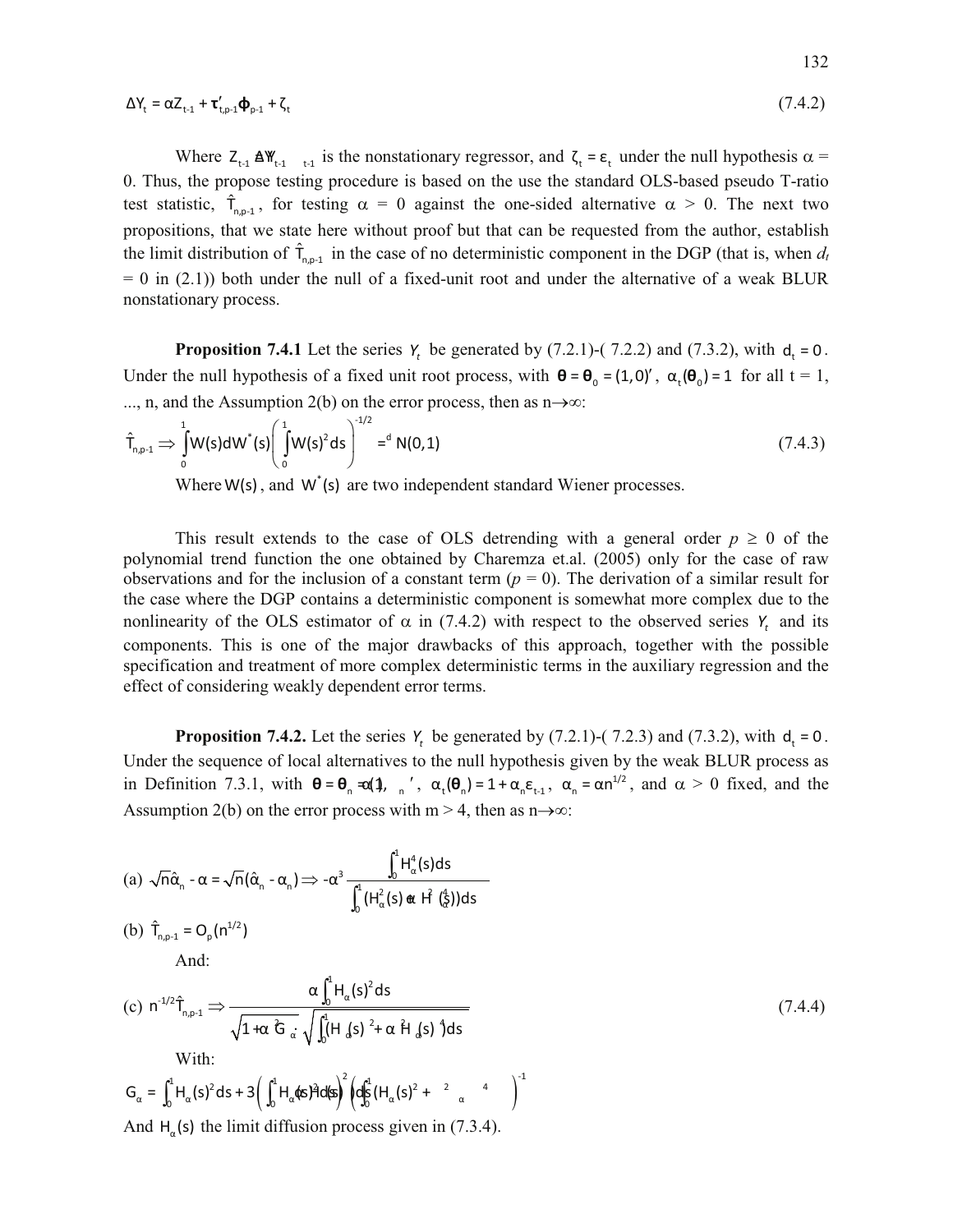$$\Delta Y_t = \alpha Z_{t-1} + \boldsymbol{\tau}'_{t,p-1}\boldsymbol{\phi}_{p-1} + \zeta_t \tag{7.4.2}$$

Where $Z_{t-1} \triangleq Y_{t-1}\varepsilon_{t-1}$ is the nonstationary regressor, and $\zeta_t = \varepsilon_t$ under the null hypothesis $\alpha = 0$. Thus, the propose testing procedure is based on the use the standard OLS-based pseudo T-ratio test statistic, $\hat{T}_{n,p-1}$, for testing $\alpha = 0$ against the one-sided alternative $\alpha > 0$. The next two propositions, that we state here without proof but that can be requested from the author, establish the limit distribution of $\hat{T}_{n,p-1}$ in the case of no deterministic component in the DGP (that is, when $d_t = 0$ in (2.1)) both under the null of a fixed-unit root and under the alternative of a weak BLUR nonstationary process.

**Proposition 7.4.1** Let the series $Y_t$ be generated by (7.2.1)-( 7.2.2) and (7.3.2), with $d_t = 0$. Under the null hypothesis of a fixed unit root process, with $\boldsymbol{\theta} = \boldsymbol{\theta}_0 = (1,0)'$, $\alpha_t(\boldsymbol{\theta}_0) = 1$ for all t = 1, ..., n, and the Assumption 2(b) on the error process, then as $n \to \infty$:

$$\hat{T}_{n,p-1} \Rightarrow \int_0^1 W(s)dW^*(s)\left(\int_0^1 W(s)^2 ds\right)^{-1/2} =^d N(0,1) \tag{7.4.3}$$

Where $W(s)$, and $W^*(s)$ are two independent standard Wiener processes.

This result extends to the case of OLS detrending with a general order $p \geq 0$ of the polynomial trend function the one obtained by Charemza et.al. (2005) only for the case of raw observations and for the inclusion of a constant term ($p = 0$). The derivation of a similar result for the case where the DGP contains a deterministic component is somewhat more complex due to the nonlinearity of the OLS estimator of $\alpha$ in (7.4.2) with respect to the observed series $Y_t$ and its components. This is one of the major drawbacks of this approach, together with the possible specification and treatment of more complex deterministic terms in the auxiliary regression and the effect of considering weakly dependent error terms.

**Proposition 7.4.2.** Let the series $Y_t$ be generated by (7.2.1)-( 7.2.3) and (7.3.2), with $d_t = 0$. Under the sequence of local alternatives to the null hypothesis given by the weak BLUR process as in Definition 7.3.1, with $\boldsymbol{\theta} = \boldsymbol{\theta}_n = (1, \alpha_n)'$, $\alpha_t(\boldsymbol{\theta}_n) = 1 + \alpha_n\varepsilon_{t-1}$, $\alpha_n = \alpha n^{1/2}$, and $\alpha > 0$ fixed, and the Assumption 2(b) on the error process with m > 4, then as $n \to \infty$:

(a) $\sqrt{n}\hat{\alpha}_n - \alpha = \sqrt{n}(\hat{\alpha}_n - \alpha_n) \Rightarrow -\alpha^3 \dfrac{\int_0^1 H_\alpha^4(s)ds}{\int_0^1 (H_\alpha^2(s) + \alpha^2 H_\alpha^4(s))ds}$

(b) $\hat{T}_{n,p-1} = O_p(n^{1/2})$

And:

$$\text{(c) } n^{-1/2}\hat{T}_{n,p-1} \Rightarrow \frac{\alpha \int_0^1 H_\alpha(s)^2 ds}{\sqrt{1+\alpha^2 G_\alpha} \cdot \sqrt{\int_0^1 (H_\alpha(s)^2 + \alpha^2 H_\alpha(s)^4)ds}} \tag{7.4.4}$$

With:

$$G_\alpha = \int_0^1 H_\alpha(s)^2 ds + 3\left(\int_0^1 H_\alpha(s)^2 H_\alpha(s) ds\right)^2 \left(\int_0^1 (H_\alpha(s)^2 + \alpha^2 H_\alpha(s)^4) ds\right)^{-1}$$

And $H_\alpha(s)$ the limit diffusion process given in (7.3.4).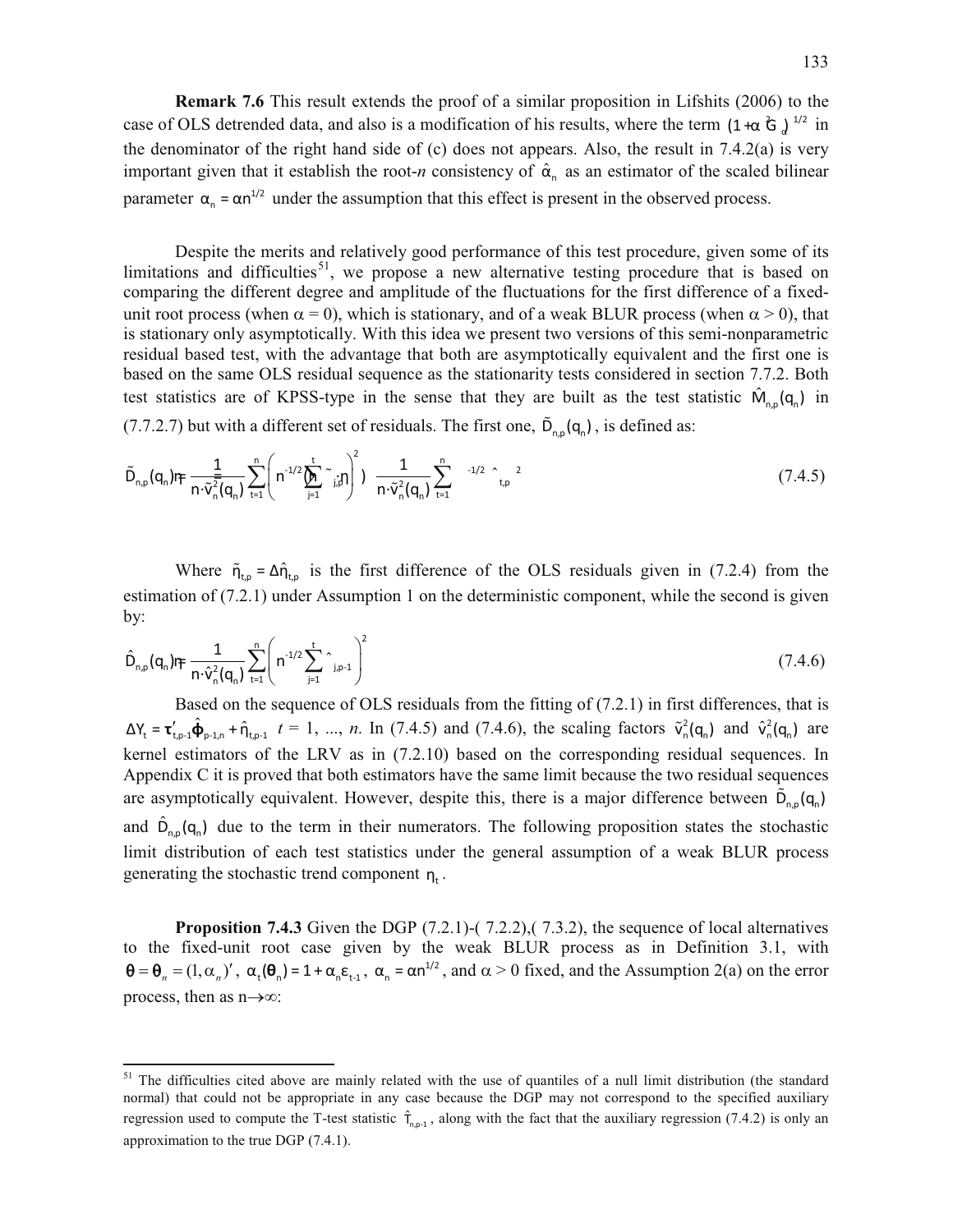**Remark 7.6** This result extends the proof of a similar proposition in Lifshits (2006) to the case of OLS detrended data, and also is a modification of his results, where the term $(1+\alpha^2\sigma_\varepsilon^2)^{1/2}$ in the denominator of the right hand side of (c) does not appears. Also, the result in 7.4.2(a) is very important given that it establish the root-*n* consistency of $\hat{\alpha}_n$ as an estimator of the scaled bilinear parameter $\alpha_n = \alpha n^{1/2}$ under the assumption that this effect is present in the observed process.

Despite the merits and relatively good performance of this test procedure, given some of its limitations and difficulties[51], we propose a new alternative testing procedure that is based on comparing the different degree and amplitude of the fluctuations for the first difference of a fixed-unit root process (when $\alpha = 0$), which is stationary, and of a weak BLUR process (when $\alpha > 0$), that is stationary only asymptotically. With this idea we present two versions of this semi-nonparametric residual based test, with the advantage that both are asymptotically equivalent and the first one is based on the same OLS residual sequence as the stationarity tests considered in section 7.7.2. Both test statistics are of KPSS-type in the sense that they are built as the test statistic $\hat{M}_{n,p}(q_n)$ in (7.7.2.7) but with a different set of residuals. The first one, $\tilde{D}_{n,p}(q_n)$, is defined as:

$$\tilde{D}_{n,p}(q_n) = \frac{1}{n\cdot\tilde{v}_n^2(q_n)}\sum_{t=1}^{n}\left(n^{-1/2}\sum_{j=1}^{t}\tilde{\eta}_{j,p}\right)^2 = \frac{1}{n\cdot\tilde{v}_n^2(q_n)}\sum_{t=1}^{n}\left(n^{-1/2}\hat{\eta}_{t,p}\right)^2 \tag{7.4.5}$$

Where $\tilde{\eta}_{t,p} = \Delta\hat{\eta}_{t,p}$ is the first difference of the OLS residuals given in (7.2.4) from the estimation of (7.2.1) under Assumption 1 on the deterministic component, while the second is given by:

$$\hat{D}_{n,p}(q_n) = \frac{1}{n\cdot\hat{v}_n^2(q_n)}\sum_{t=1}^{n}\left(n^{-1/2}\sum_{j=1}^{t}\hat{\eta}_{j,p-1}\right)^2 \tag{7.4.6}$$

Based on the sequence of OLS residuals from the fitting of (7.2.1) in first differences, that is $\Delta Y_t = \tau'_{t,p-1}\hat{\phi}_{p-1,n} + \hat{\eta}_{t,p-1}$ $t = 1, \ldots, n$. In (7.4.5) and (7.4.6), the scaling factors $\tilde{v}_n^2(q_n)$ and $\hat{v}_n^2(q_n)$ are kernel estimators of the LRV as in (7.2.10) based on the corresponding residual sequences. In Appendix C it is proved that both estimators have the same limit because the two residual sequences are asymptotically equivalent. However, despite this, there is a major difference between $\tilde{D}_{n,p}(q_n)$ and $\hat{D}_{n,p}(q_n)$ due to the term in their numerators. The following proposition states the stochastic limit distribution of each test statistics under the general assumption of a weak BLUR process generating the stochastic trend component $\eta_t$.

**Proposition 7.4.3** Given the DGP (7.2.1)-( 7.2.2),( 7.3.2), the sequence of local alternatives to the fixed-unit root case given by the weak BLUR process as in Definition 3.1, with $\theta = \theta_n = (1, \alpha_n)'$, $\alpha_t(\theta_n) = 1 + \alpha_n\varepsilon_{t-1}$, $\alpha_n = \alpha n^{1/2}$, and $\alpha > 0$ fixed, and the Assumption 2(a) on the error process, then as $n\to\infty$:

---

[51] The difficulties cited above are mainly related with the use of quantiles of a null limit distribution (the standard normal) that could not be appropriate in any case because the DGP may not correspond to the specified auxiliary regression used to compute the T-test statistic $\hat{T}_{n,p-1}$, along with the fact that the auxiliary regression (7.4.2) is only an approximation to the true DGP (7.4.1).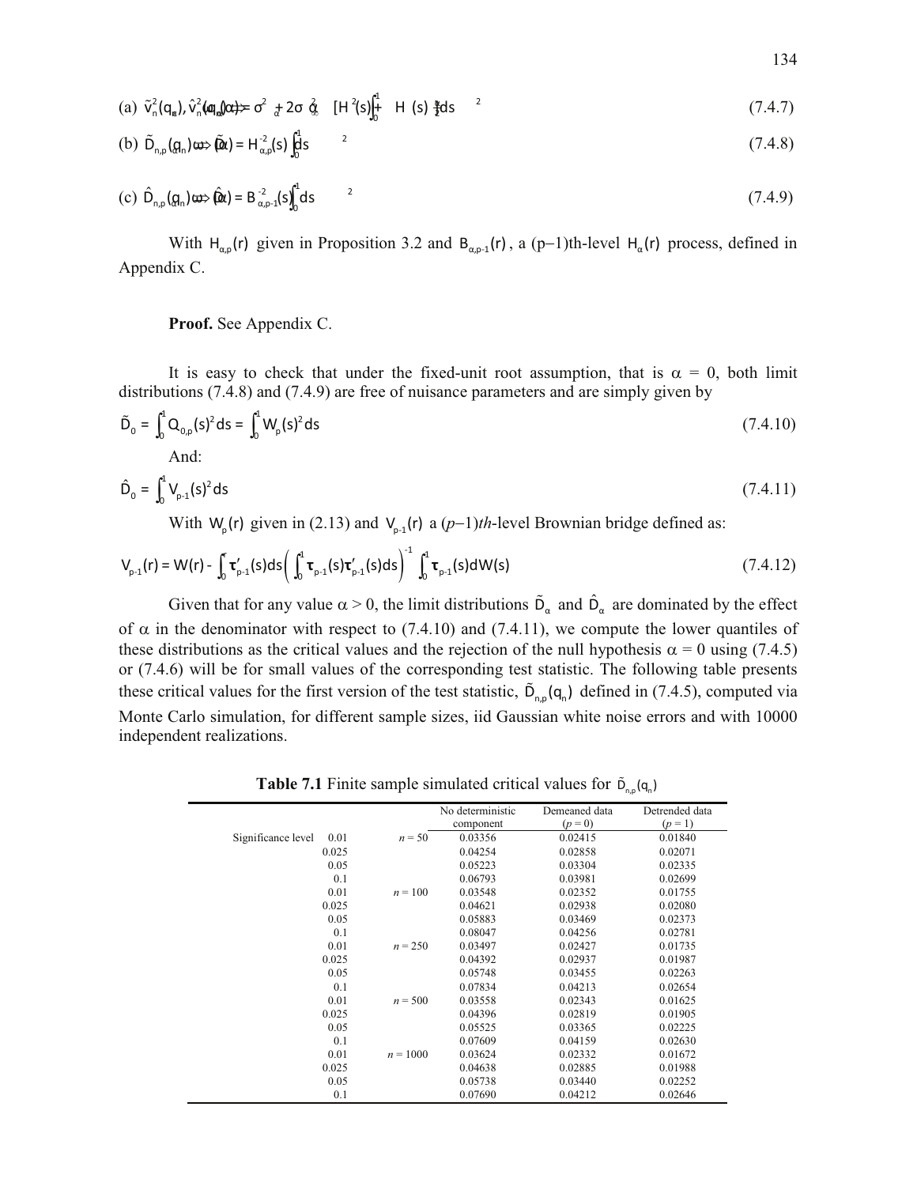(a) $\tilde{v}_n^2(q_n), \hat{v}_n^2(q_n) \Rightarrow \omega(\alpha) = \sigma^2 + 2\sigma_\alpha^2 \alpha \left[ H^2(s) + \int_0^1 H(s)\, ds \right]^2$ (7.4.7)

(b) $\tilde{D}_{n,p}(q_n) \Rightarrow \tilde{D}(\alpha) = \int_0^1 H_{\alpha,p}^{-2}(s)\, ds^{\,2}$ (7.4.8)

(c) $\hat{D}_{n,p}(q_n) \Rightarrow \hat{D}(\alpha) = \int_0^1 B_{\alpha,p-1}^{-2}(s)\, ds^{\,2}$ (7.4.9)

With $H_{\alpha,p}(r)$ given in Proposition 3.2 and $B_{\alpha,p-1}(r)$, a (p–1)th-level $H_\alpha(r)$ process, defined in Appendix C.

**Proof.** See Appendix C.

It is easy to check that under the fixed-unit root assumption, that is $\alpha = 0$, both limit distributions (7.4.8) and (7.4.9) are free of nuisance parameters and are simply given by

$$\tilde{D}_0 = \int_0^1 Q_{0,p}(s)^2 ds = \int_0^1 W_p(s)^2 ds \tag{7.4.10}$$

And:

$$\hat{D}_0 = \int_0^1 V_{p-1}(s)^2 ds \tag{7.4.11}$$

With $W_p(r)$ given in (2.13) and $V_{p-1}(r)$ a $(p-1)th$-level Brownian bridge defined as:

$$V_{p-1}(r) = W(r) - \int_0^r \boldsymbol{\tau}'_{p-1}(s)ds \left( \int_0^1 \boldsymbol{\tau}_{p-1}(s)\boldsymbol{\tau}'_{p-1}(s)ds \right)^{-1} \int_0^1 \boldsymbol{\tau}_{p-1}(s)dW(s) \tag{7.4.12}$$

Given that for any value $\alpha > 0$, the limit distributions $\tilde{D}_\alpha$ and $\hat{D}_\alpha$ are dominated by the effect of $\alpha$ in the denominator with respect to (7.4.10) and (7.4.11), we compute the lower quantiles of these distributions as the critical values and the rejection of the null hypothesis $\alpha = 0$ using (7.4.5) or (7.4.6) will be for small values of the corresponding test statistic. The following table presents these critical values for the first version of the test statistic, $\tilde{D}_{n,p}(q_n)$ defined in (7.4.5), computed via Monte Carlo simulation, for different sample sizes, iid Gaussian white noise errors and with 10000 independent realizations.

**Table 7.1** Finite sample simulated critical values for $\tilde{D}_{n,p}(q_n)$

| | | No deterministic component | Demeaned data ($p = 0$) | Detrended data ($p = 1$) |
|---|---|---|---|---|
| Significance level 0.01 | $n = 50$ | 0.03356 | 0.02415 | 0.01840 |
| 0.025 | | 0.04254 | 0.02858 | 0.02071 |
| 0.05 | | 0.05223 | 0.03304 | 0.02335 |
| 0.1 | | 0.06793 | 0.03981 | 0.02699 |
| 0.01 | $n = 100$ | 0.03548 | 0.02352 | 0.01755 |
| 0.025 | | 0.04621 | 0.02938 | 0.02080 |
| 0.05 | | 0.05883 | 0.03469 | 0.02373 |
| 0.1 | | 0.08047 | 0.04256 | 0.02781 |
| 0.01 | $n = 250$ | 0.03497 | 0.02427 | 0.01735 |
| 0.025 | | 0.04392 | 0.02937 | 0.01987 |
| 0.05 | | 0.05748 | 0.03455 | 0.02263 |
| 0.1 | | 0.07834 | 0.04213 | 0.02654 |
| 0.01 | $n = 500$ | 0.03558 | 0.02343 | 0.01625 |
| 0.025 | | 0.04396 | 0.02819 | 0.01905 |
| 0.05 | | 0.05525 | 0.03365 | 0.02225 |
| 0.1 | | 0.07609 | 0.04159 | 0.02630 |
| 0.01 | $n = 1000$ | 0.03624 | 0.02332 | 0.01672 |
| 0.025 | | 0.04638 | 0.02885 | 0.01988 |
| 0.05 | | 0.05738 | 0.03440 | 0.02252 |
| 0.1 | | 0.07690 | 0.04212 | 0.02646 |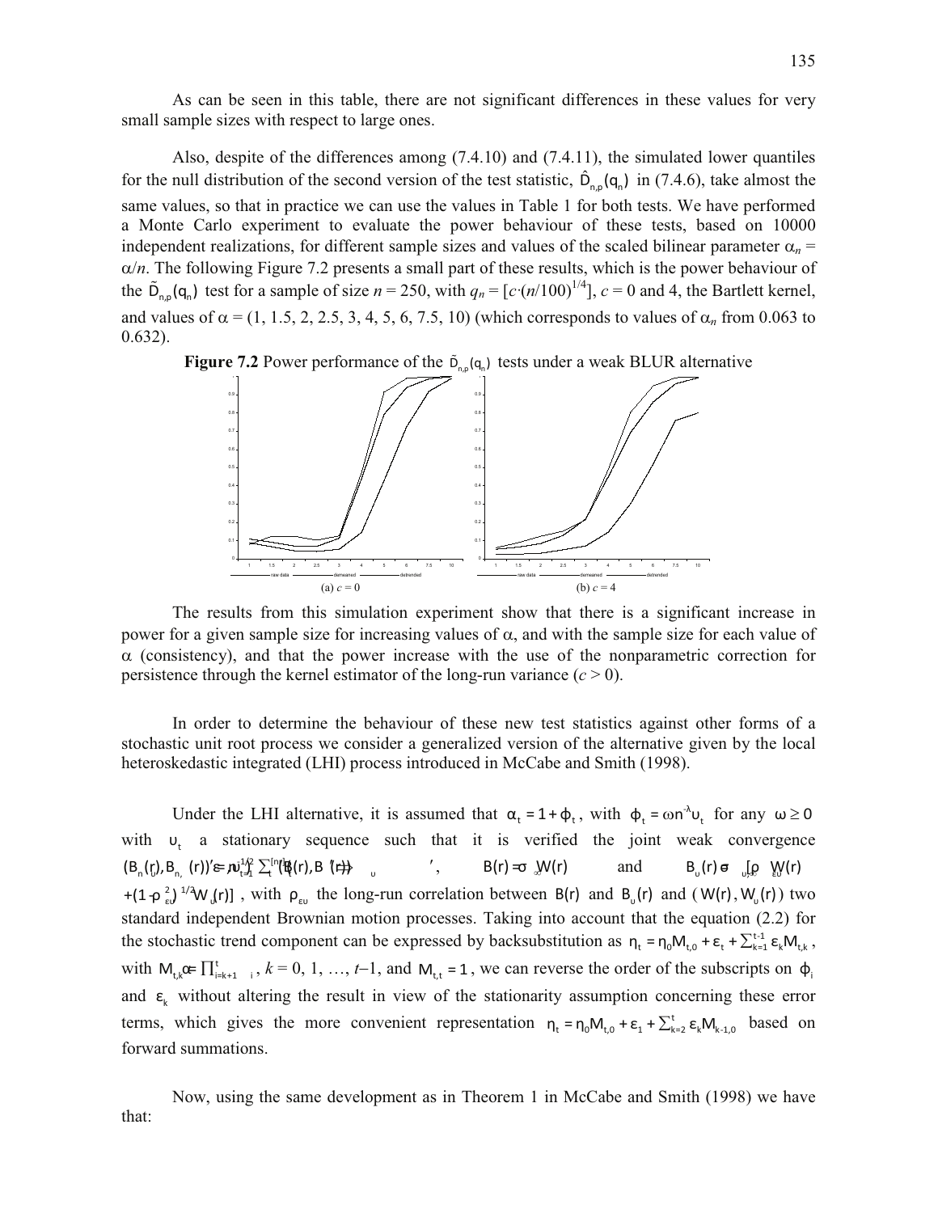As can be seen in this table, there are not significant differences in these values for very small sample sizes with respect to large ones.

Also, despite of the differences among (7.4.10) and (7.4.11), the simulated lower quantiles for the null distribution of the second version of the test statistic, $\hat{D}_{n,p}(q_n)$ in (7.4.6), take almost the same values, so that in practice we can use the values in Table 1 for both tests. We have performed a Monte Carlo experiment to evaluate the power behaviour of these tests, based on 10000 independent realizations, for different sample sizes and values of the scaled bilinear parameter $\alpha_n = \alpha/n$. The following Figure 7.2 presents a small part of these results, which is the power behaviour of the $\tilde{D}_{n,p}(q_n)$ test for a sample of size $n = 250$, with $q_n = [c\cdot(n/100)^{1/4}]$, $c = 0$ and 4, the Bartlett kernel, and values of $\alpha = (1, 1.5, 2, 2.5, 3, 4, 5, 6, 7.5, 10)$ (which corresponds to values of $\alpha_n$ from 0.063 to 0.632).

**Figure 7.2** Power performance of the $\tilde{D}_{n,p}(q_n)$ tests under a weak BLUR alternative

(a) $c = 0$ (b) $c = 4$

The results from this simulation experiment show that there is a significant increase in power for a given sample size for increasing values of $\alpha$, and with the sample size for each value of $\alpha$ (consistency), and that the power increase with the use of the nonparametric correction for persistence through the kernel estimator of the long-run variance ($c > 0$).

In order to determine the behaviour of these new test statistics against other forms of a stochastic unit root process we consider a generalized version of the alternative given by the local heteroskedastic integrated (LHI) process introduced in McCabe and Smith (1998).

Under the LHI alternative, it is assumed that $\alpha_t = 1 + \phi_t$, with $\phi_t = \omega n^{-\lambda} \upsilon_t$ for any $\omega \geq 0$ with $\upsilon_t$ a stationary sequence such that it is verified the joint weak convergence $(B_n(r), B_{n,\upsilon}(r))' = n^{-1/2} \sum_{t=1}^{[nr]} (\varepsilon_t, \upsilon_t)' \Rightarrow (B(r), B_\upsilon(r))'$, $B(r) = \sigma_\infty W(r)$ and $B_\upsilon(r) = \sigma_{\upsilon,\infty} [\rho_{\varepsilon\upsilon} W(r) + (1 - \rho_{\varepsilon\upsilon}^2)^{1/2} W_\upsilon(r)]$, with $\rho_{\varepsilon\upsilon}$ the long-run correlation between $B(r)$ and $B_\upsilon(r)$ and $(W(r), W_\upsilon(r))$ two standard independent Brownian motion processes. Taking into account that the equation (2.2) for the stochastic trend component can be expressed by backsubstitution as $\eta_t = \eta_0 M_{t,0} + \varepsilon_t + \sum_{k=1}^{t-1} \varepsilon_k M_{t,k}$, with $M_{t,k} = \prod_{i=k+1}^{t} \alpha_i$, $k = 0, 1, \ldots, t-1$, and $M_{t,t} = 1$, we can reverse the order of the subscripts on $\phi_i$ and $\varepsilon_k$ without altering the result in view of the stationarity assumption concerning these error terms, which gives the more convenient representation $\eta_t = \eta_0 M_{t,0} + \varepsilon_1 + \sum_{k=2}^{t} \varepsilon_k M_{k-1,0}$ based on forward summations.

Now, using the same development as in Theorem 1 in McCabe and Smith (1998) we have that: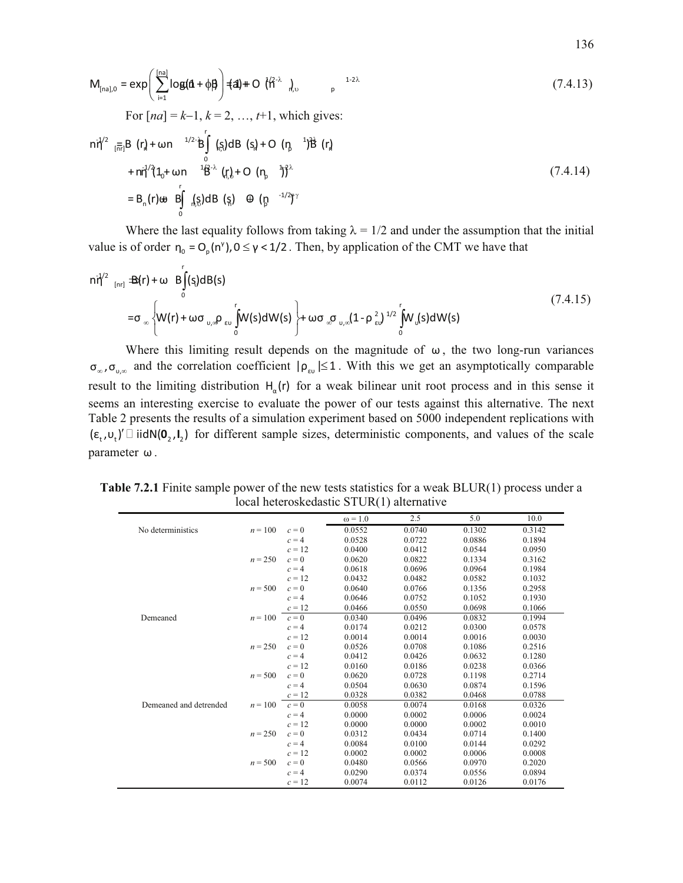$$M_{[na],0} = \exp\left(\sum_{i=1}^{[na]} \log(1+\phi\beta)\right) = 1 + O_p(n^{1/2-\lambda})_{n,\upsilon} \quad {}_{p}\ {}^{1-2\lambda} \tag{7.4.13}$$

For $[na] = k-1$, $k = 2, \ldots, t+1$, which gives:

$$\begin{aligned}
n\eta^{-1/2}_{[nr]} &= B_n(r) + \omega n^{1/2-\lambda} B\int_0^r (s)dB_n(s) + O_p(\eta^{1-2\lambda}) B_n(r) \\
&\quad + n\eta^{-1/2}(1_0 + \omega n^{1/2-\lambda} B_{n,\upsilon}(r) + O_p(\eta^{1-2\lambda})) \\
&= B_n(r) + \omega B\int_0^r{}_{n,\upsilon}(s)dB_n(s) + O_p(\eta^{-1/2+\gamma})
\end{aligned} \tag{7.4.14}$$

Where the last equality follows from taking $\lambda = 1/2$ and under the assumption that the initial value is of order $\eta_0 = O_p(n^{\gamma}), 0 \leq \gamma < 1/2$. Then, by application of the CMT we have that

$$\begin{aligned}
n\eta^{-1/2}_{[nr]} &\Rightarrow B(r) + \omega\, B\int_0^r{}_{\upsilon}(s)dB(s) \\
&= \sigma_{\infty}\left\{W(r) + \omega\sigma_{\upsilon,\infty}\rho_{\varepsilon\upsilon}\int_0^r W(s)dW(s)\right\} + \omega\sigma_{\infty}\sigma_{\upsilon,\infty}(1-\rho^2_{\varepsilon\upsilon})^{1/2}\int_0^r W_{\upsilon}(s)dW(s)
\end{aligned} \tag{7.4.15}$$

Where this limiting result depends on the magnitude of $\omega$, the two long-run variances $\sigma_{\infty}, \sigma_{\upsilon,\infty}$ and the correlation coefficient $|\rho_{\varepsilon\upsilon}| \leq 1$. With this we get an asymptotically comparable result to the limiting distribution $H_{\alpha}(r)$ for a weak bilinear unit root process and in this sense it seems an interesting exercise to evaluate the power of our tests against this alternative. The next Table 2 presents the results of a simulation experiment based on 5000 independent replications with $(\varepsilon_t, \upsilon_t)' \sim iidN(\mathbf{0}_2, \mathbf{I}_2)$ for different sample sizes, deterministic components, and values of the scale parameter $\omega$.

**Table 7.2.1** Finite sample power of the new tests statistics for a weak BLUR(1) process under a local heteroskedastic STUR(1) alternative

| | | | $\omega$ = 1.0 | 2.5 | 5.0 | 10.0 |
|---|---|---|---|---|---|---|
| No deterministics | $n$ = 100 | $c$ = 0 | 0.0552 | 0.0740 | 0.1302 | 0.3142 |
| | | $c$ = 4 | 0.0528 | 0.0722 | 0.0886 | 0.1894 |
| | | $c$ = 12 | 0.0400 | 0.0412 | 0.0544 | 0.0950 |
| | $n$ = 250 | $c$ = 0 | 0.0620 | 0.0822 | 0.1334 | 0.3162 |
| | | $c$ = 4 | 0.0618 | 0.0696 | 0.0964 | 0.1984 |
| | | $c$ = 12 | 0.0432 | 0.0482 | 0.0582 | 0.1032 |
| | $n$ = 500 | $c$ = 0 | 0.0640 | 0.0766 | 0.1356 | 0.2958 |
| | | $c$ = 4 | 0.0646 | 0.0752 | 0.1052 | 0.1930 |
| | | $c$ = 12 | 0.0466 | 0.0550 | 0.0698 | 0.1066 |
| Demeaned | $n$ = 100 | $c$ = 0 | 0.0340 | 0.0496 | 0.0832 | 0.1994 |
| | | $c$ = 4 | 0.0174 | 0.0212 | 0.0300 | 0.0578 |
| | | $c$ = 12 | 0.0014 | 0.0014 | 0.0016 | 0.0030 |
| | $n$ = 250 | $c$ = 0 | 0.0526 | 0.0708 | 0.1086 | 0.2516 |
| | | $c$ = 4 | 0.0412 | 0.0426 | 0.0632 | 0.1280 |
| | | $c$ = 12 | 0.0160 | 0.0186 | 0.0238 | 0.0366 |
| | $n$ = 500 | $c$ = 0 | 0.0620 | 0.0728 | 0.1198 | 0.2714 |
| | | $c$ = 4 | 0.0504 | 0.0630 | 0.0874 | 0.1596 |
| | | $c$ = 12 | 0.0328 | 0.0382 | 0.0468 | 0.0788 |
| Demeaned and detrended | $n$ = 100 | $c$ = 0 | 0.0058 | 0.0074 | 0.0168 | 0.0326 |
| | | $c$ = 4 | 0.0000 | 0.0002 | 0.0006 | 0.0024 |
| | | $c$ = 12 | 0.0000 | 0.0000 | 0.0002 | 0.0010 |
| | $n$ = 250 | $c$ = 0 | 0.0312 | 0.0434 | 0.0714 | 0.1400 |
| | | $c$ = 4 | 0.0084 | 0.0100 | 0.0144 | 0.0292 |
| | | $c$ = 12 | 0.0002 | 0.0002 | 0.0006 | 0.0008 |
| | $n$ = 500 | $c$ = 0 | 0.0480 | 0.0566 | 0.0970 | 0.2020 |
| | | $c$ = 4 | 0.0290 | 0.0374 | 0.0556 | 0.0894 |
| | | $c$ = 12 | 0.0074 | 0.0112 | 0.0126 | 0.0176 |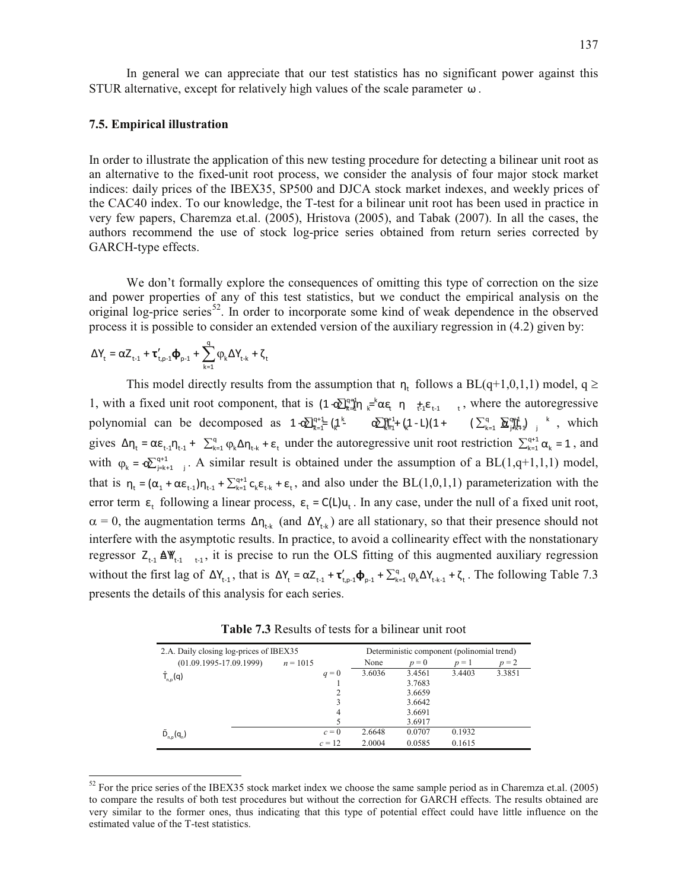In general we can appreciate that our test statistics has no significant power against this STUR alternative, except for relatively high values of the scale parameter $\omega$.

### 7.5. Empirical illustration

In order to illustrate the application of this new testing procedure for detecting a bilinear unit root as an alternative to the fixed-unit root process, we consider the analysis of four major stock market indices: daily prices of the IBEX35, SP500 and DJCA stock market indexes, and weekly prices of the CAC40 index. To our knowledge, the T-test for a bilinear unit root has been used in practice in very few papers, Charemza et.al. (2005), Hristova (2005), and Tabak (2007). In all the cases, the authors recommend the use of stock log-price series obtained from return series corrected by GARCH-type effects.

We don't formally explore the consequences of omitting this type of correction on the size and power properties of any of this test statistics, but we conduct the empirical analysis on the original log-price series[52]. In order to incorporate some kind of weak dependence in the observed process it is possible to consider an extended version of the auxiliary regression in (4.2) given by:

$$\Delta Y_t = \alpha Z_{t-1} + \boldsymbol{\tau}'_{t,p-1}\boldsymbol{\phi}_{p-1} + \sum_{k=1}^{q} \varphi_k \Delta Y_{t-k} + \zeta_t$$

This model directly results from the assumption that $\eta_t$ follows a BL(q+1,0,1,1) model, $q \geq 1$, with a fixed unit root component, that is $(1 - \sum_{k=1}^{q+1} \alpha_k L^k)\eta_t = \alpha\varepsilon_{t-1}\eta_{t-1} + \varepsilon_t$, where the autoregressive polynomial can be decomposed as $1 - \sum_{k=1}^{q+1} \alpha_k L^k = (1 - \sum_{k=1}^{q+1} \alpha_k) + (1 - L)(1 + \sum_{k=1}^{q} (\sum_{j=k+1}^{q+1} \alpha_j) L^k)$, which gives $\Delta\eta_t = \alpha\varepsilon_{t-1}\eta_{t-1} + \sum_{k=1}^{q} \varphi_k \Delta\eta_{t-k} + \varepsilon_t$ under the autoregressive unit root restriction $\sum_{k=1}^{q+1} \alpha_k = 1$, and with $\varphi_k = -\sum_{j=k+1}^{q+1} \alpha_j$. A similar result is obtained under the assumption of a BL(1,q+1,1,1) model, that is $\eta_t = (\alpha_1 + \alpha\varepsilon_{t-1})\eta_{t-1} + \sum_{k=1}^{q+1} c_k \varepsilon_{t-k} + \varepsilon_t$, and also under the BL(1,0,1,1) parameterization with the error term $\varepsilon_t$ following a linear process, $\varepsilon_t = C(L)u_t$. In any case, under the null of a fixed unit root, $\alpha = 0$, the augmentation terms $\Delta\eta_{t-k}$ (and $\Delta Y_{t-k}$) are all stationary, so that their presence should not interfere with the asymptotic results. In practice, to avoid a collinearity effect with the nonstationary regressor $Z_{t-1} = \Delta Y_{t-1} Y_{t-1}$, it is precise to run the OLS fitting of this augmented auxiliary regression without the first lag of $\Delta Y_{t-1}$, that is $\Delta Y_t = \alpha Z_{t-1} + \boldsymbol{\tau}'_{t,p-1}\boldsymbol{\phi}_{p-1} + \sum_{k=1}^{q} \varphi_k \Delta Y_{t-k-1} + \zeta_t$. The following Table 7.3 presents the details of this analysis for each series.

**Table 7.3** Results of tests for a bilinear unit root

| 2.A. Daily closing log-prices of IBEX35 | | | Deterministic component (polinomial trend) | | | |
|---|---|---|---|---|---|---|
| (01.09.1995-17.09.1999) | $n = 1015$ | | None | $p = 0$ | $p = 1$ | $p = 2$ |
| $\hat{T}_{n,p}(q)$ | | $q = 0$ | 3.6036 | 3.4561 | 3.4403 | 3.3851 |
| | | 1 | | 3.7683 | | |
| | | 2 | | 3.6659 | | |
| | | 3 | | 3.6642 | | |
| | | 4 | | 3.6691 | | |
| | | 5 | | 3.6917 | | |
| $\tilde{D}_{n,p}(q_n)$ | | $c = 0$ | 2.6648 | 0.0707 | 0.1932 | |
| | | $c = 12$ | 2.0004 | 0.0585 | 0.1615 | |

[52] For the price series of the IBEX35 stock market index we choose the same sample period as in Charemza et.al. (2005) to compare the results of both test procedures but without the correction for GARCH effects. The results obtained are very similar to the former ones, thus indicating that this type of potential effect could have little influence on the estimated value of the T-test statistics.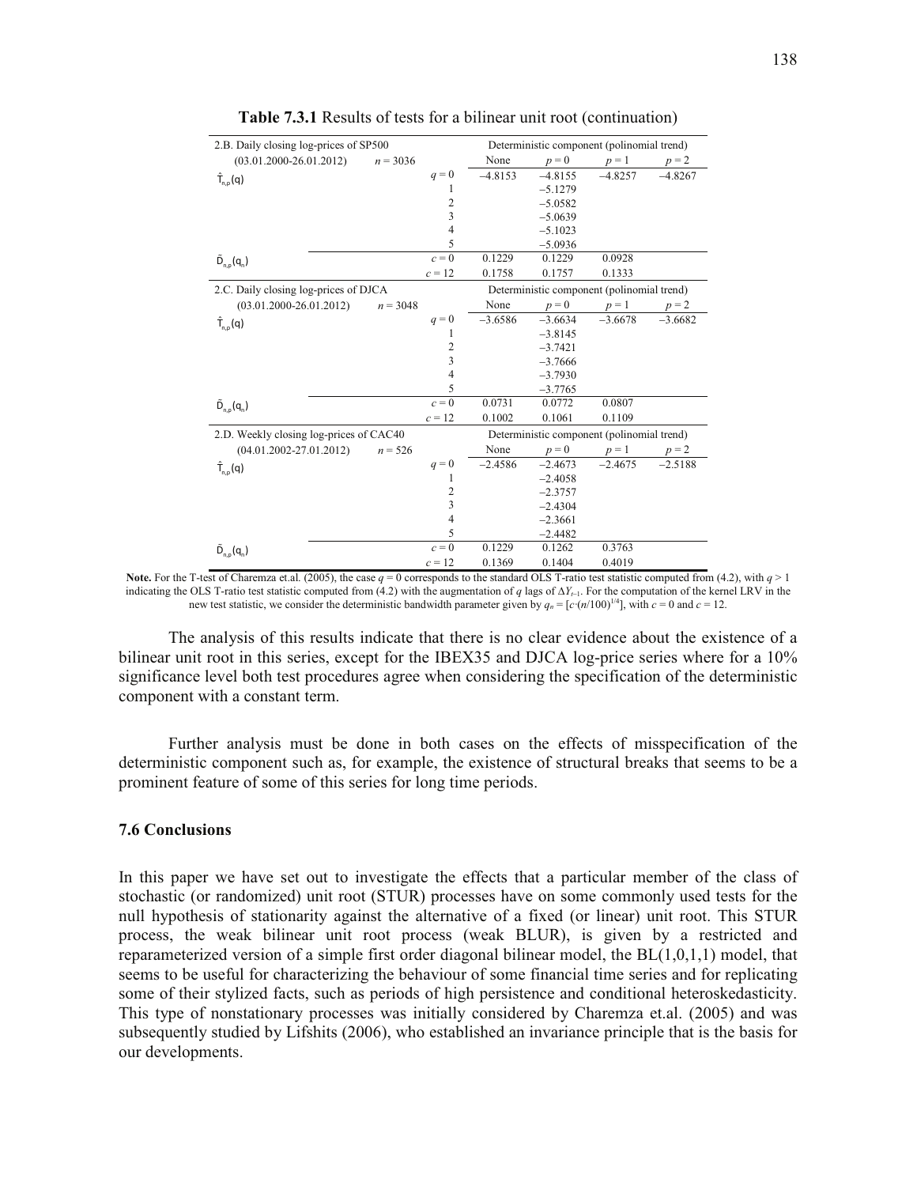**Table 7.3.1** Results of tests for a bilinear unit root (continuation)

| 2.B. Daily closing log-prices of SP500 | | | Deterministic component (polinomial trend) | | | |
|---|---|---|---|---|---|---|
| (03.01.2000-26.01.2012) | $n = 3036$ | | None | $p = 0$ | $p = 1$ | $p = 2$ |
| $\hat{T}_{n,p}(q)$ | | $q = 0$ | −4.8153 | −4.8155 | −4.8257 | −4.8267 |
| | | 1 | | −5.1279 | | |
| | | 2 | | −5.0582 | | |
| | | 3 | | −5.0639 | | |
| | | 4 | | −5.1023 | | |
| | | 5 | | −5.0936 | | |
| $\tilde{D}_{n,p}(q_n)$ | | $c = 0$ | 0.1229 | 0.1229 | 0.0928 | |
| | | $c = 12$ | 0.1758 | 0.1757 | 0.1333 | |
| **2.C. Daily closing log-prices of DJCA** | | | **Deterministic component (polinomial trend)** | | | |
| (03.01.2000-26.01.2012) | $n = 3048$ | | None | $p = 0$ | $p = 1$ | $p = 2$ |
| $\hat{T}_{n,p}(q)$ | | $q = 0$ | −3.6586 | −3.6634 | −3.6678 | −3.6682 |
| | | 1 | | −3.8145 | | |
| | | 2 | | −3.7421 | | |
| | | 3 | | −3.7666 | | |
| | | 4 | | −3.7930 | | |
| | | 5 | | −3.7765 | | |
| $\tilde{D}_{n,p}(q_n)$ | | $c = 0$ | 0.0731 | 0.0772 | 0.0807 | |
| | | $c = 12$ | 0.1002 | 0.1061 | 0.1109 | |
| **2.D. Weekly closing log-prices of CAC40** | | | **Deterministic component (polinomial trend)** | | | |
| (04.01.2002-27.01.2012) | $n = 526$ | | None | $p = 0$ | $p = 1$ | $p = 2$ |
| $\hat{T}_{n,p}(q)$ | | $q = 0$ | −2.4586 | −2.4673 | −2.4675 | −2.5188 |
| | | 1 | | −2.4058 | | |
| | | 2 | | −2.3757 | | |
| | | 3 | | −2.4304 | | |
| | | 4 | | −2.3661 | | |
| | | 5 | | −2.4482 | | |
| $\tilde{D}_{n,p}(q_n)$ | | $c = 0$ | 0.1229 | 0.1262 | 0.3763 | |
| | | $c = 12$ | 0.1369 | 0.1404 | 0.4019 | |

**Note.** For the T-test of Charemza et.al. (2005), the case $q = 0$ corresponds to the standard OLS T-ratio test statistic computed from (4.2), with $q > 1$ indicating the OLS T-ratio test statistic computed from (4.2) with the augmentation of $q$ lags of $\Delta Y_{t-1}$. For the computation of the kernel LRV in the new test statistic, we consider the deterministic bandwidth parameter given by $q_n = [c\cdot(n/100)^{1/4}]$, with $c = 0$ and $c = 12$.

The analysis of this results indicate that there is no clear evidence about the existence of a bilinear unit root in this series, except for the IBEX35 and DJCA log-price series where for a 10% significance level both test procedures agree when considering the specification of the deterministic component with a constant term.

Further analysis must be done in both cases on the effects of misspecification of the deterministic component such as, for example, the existence of structural breaks that seems to be a prominent feature of some of this series for long time periods.

### 7.6 Conclusions

In this paper we have set out to investigate the effects that a particular member of the class of stochastic (or randomized) unit root (STUR) processes have on some commonly used tests for the null hypothesis of stationarity against the alternative of a fixed (or linear) unit root. This STUR process, the weak bilinear unit root process (weak BLUR), is given by a restricted and reparameterized version of a simple first order diagonal bilinear model, the BL(1,0,1,1) model, that seems to be useful for characterizing the behaviour of some financial time series and for replicating some of their stylized facts, such as periods of high persistence and conditional heteroskedasticity. This type of nonstationary processes was initially considered by Charemza et.al. (2005) and was subsequently studied by Lifshits (2006), who established an invariance principle that is the basis for our developments.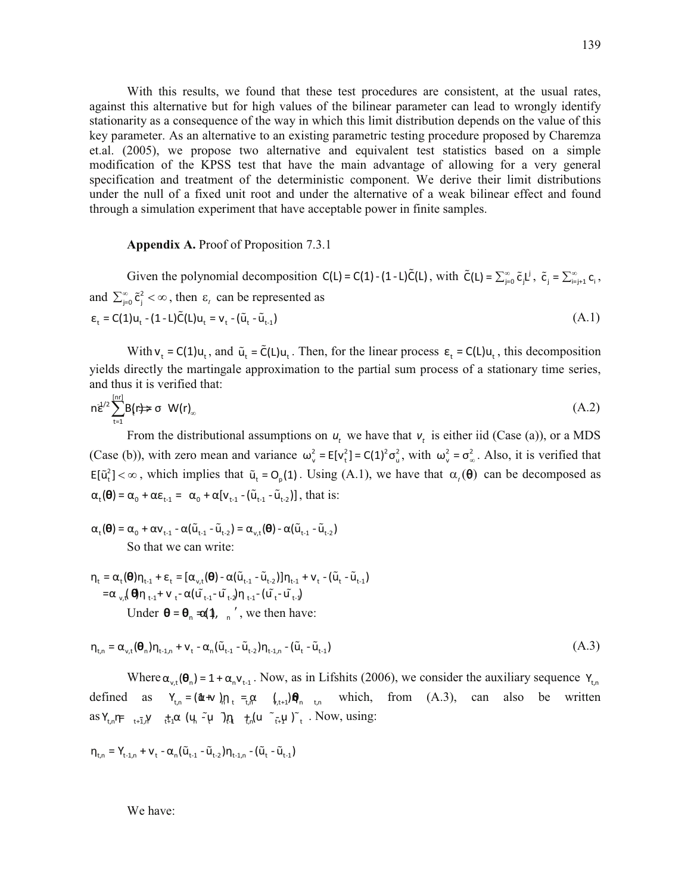With this results, we found that these test procedures are consistent, at the usual rates, against this alternative but for high values of the bilinear parameter can lead to wrongly identify stationarity as a consequence of the way in which this limit distribution depends on the value of this key parameter. As an alternative to an existing parametric testing procedure proposed by Charemza et.al. (2005), we propose two alternative and equivalent test statistics based on a simple modification of the KPSS test that have the main advantage of allowing for a very general specification and treatment of the deterministic component. We derive their limit distributions under the null of a fixed unit root and under the alternative of a weak bilinear effect and found through a simulation experiment that have acceptable power in finite samples.

**Appendix A.** Proof of Proposition 7.3.1

Given the polynomial decomposition $C(L) = C(1) - (1 - L)\tilde{C}(L)$, with $\tilde{C}(L) = \sum_{j=0}^{\infty} \tilde{c}_j L^j$, $\tilde{c}_j = \sum_{i=j+1}^{\infty} c_i$, and $\sum_{j=0}^{\infty} \tilde{c}_j^2 < \infty$, then $\varepsilon_t$ can be represented as

$$\varepsilon_t = C(1)u_t - (1 - L)\tilde{C}(L)u_t = v_t - (\tilde{u}_t - \tilde{u}_{t-1}) \tag{A.1}$$

With $v_t = C(1)u_t$, and $\tilde{u}_t = \tilde{C}(L)u_t$. Then, for the linear process $\varepsilon_t = C(L)u_t$, this decomposition yields directly the martingale approximation to the partial sum process of a stationary time series, and thus it is verified that:

$$n^{-1/2}\sum_{t=1}^{[nr]} \varepsilon_t \Rightarrow \sigma_\infty W(r) \tag{A.2}$$

From the distributional assumptions on $u_t$ we have that $v_t$ is either iid (Case (a)), or a MDS (Case (b)), with zero mean and variance $\omega_v^2 = E[v_t^2] = C(1)^2\sigma_u^2$, with $\omega_v^2 = \sigma_\infty^2$. Also, it is verified that $E[\tilde{u}_t^2] < \infty$, which implies that $\tilde{u}_t = O_p(1)$. Using (A.1), we have that $\alpha_t(\theta)$ can be decomposed as $\alpha_t(\theta) = \alpha_0 + \alpha\varepsilon_{t-1} = \alpha_0 + \alpha[v_{t-1} - (\tilde{u}_{t-1} - \tilde{u}_{t-2})]$, that is:

$$\alpha_t(\theta) = \alpha_0 + \alpha v_{t-1} - \alpha(\tilde{u}_{t-1} - \tilde{u}_{t-2}) = \alpha_{v,t}(\theta) - \alpha(\tilde{u}_{t-1} - \tilde{u}_{t-2})$$

So that we can write:

$$\begin{aligned}\eta_t &= \alpha_t(\theta)\eta_{t-1} + \varepsilon_t = [\alpha_{v,t}(\theta) - \alpha(\tilde{u}_{t-1} - \tilde{u}_{t-2})]\eta_{t-1} + v_t - (\tilde{u}_t - \tilde{u}_{t-1}) \\ &= \alpha_{v,t}(\theta)\eta_{t-1} + v_t - \alpha(\tilde{u}_{t-1} - \tilde{u}_{t-2})\eta_{t-1} - (\tilde{u}_t - \tilde{u}_{t-1})\end{aligned}$$

Under $\theta = \theta_n = (1, \alpha_n)'$, we then have:

$$\eta_{t,n} = \alpha_{v,t}(\theta_n)\eta_{t-1,n} + v_t - \alpha_n(\tilde{u}_{t-1} - \tilde{u}_{t-2})\eta_{t-1,n} - (\tilde{u}_t - \tilde{u}_{t-1}) \tag{A.3}$$

Where $\alpha_{v,t}(\theta_n) = 1 + \alpha_n v_{t-1}$. Now, as in Lifshits (2006), we consider the auxiliary sequence $Y_{t,n}$ defined as $Y_{t,n} = (1 + \alpha_n v_t)\eta_{t,n} = \alpha_{v,t+1}(\theta_n)\eta_{t,n}$ which, from (A.3), can also be written as $Y_{t,n} = Y_{t-1,n} + v_t - \alpha_n(\tilde{u}_t - \tilde{u}_{t-1})\eta_{t,n} - (\tilde{u}_{t+1} - \tilde{u}_t)$. Now, using:

$$\eta_{t,n} = Y_{t-1,n} + v_t - \alpha_n(\tilde{u}_{t-1} - \tilde{u}_{t-2})\eta_{t-1,n} - (\tilde{u}_t - \tilde{u}_{t-1})$$

We have: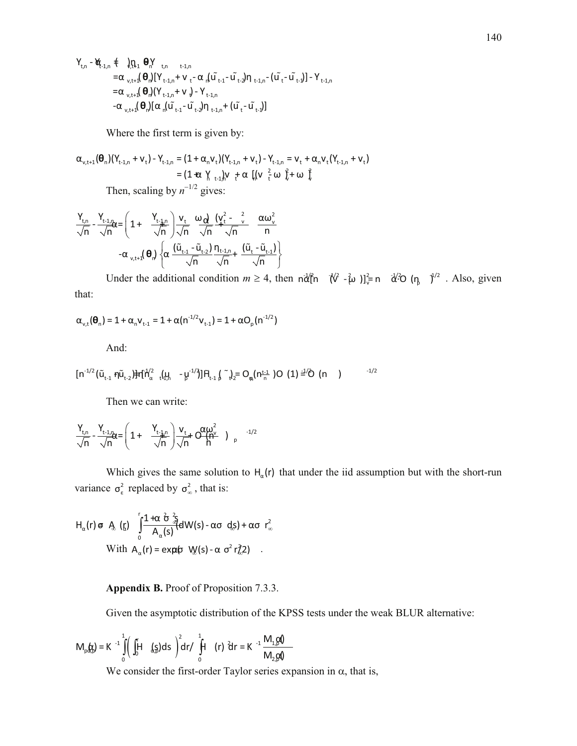$$
\begin{aligned}
Y_{t,n} - Y_{t-1,n} &= (\alpha_{v,t+1}(\theta_n) - 1) Y_{t-1,n} \\
&= \alpha_{v,t+1}(\theta_n)[Y_{t-1,n} + v_t - \alpha_n(\tilde{u}_{t-1} - \tilde{u}_{t-2})\eta_{t-1,n} - (\tilde{u}_t - \tilde{u}_{t-1})] - Y_{t-1,n} \\
&= \alpha_{v,t+1}(\theta_n)(Y_{t-1,n} + v_t) - Y_{t-1,n} \\
&\quad - \alpha_{v,t+1}(\theta_n)[\alpha_n(\tilde{u}_{t-1} - \tilde{u}_{t-2})\eta_{t-1,n} + (\tilde{u}_t - \tilde{u}_{t-1})]
\end{aligned}
$$

Where the first term is given by:

$$
\begin{aligned}
\alpha_{v,t+1}(\theta_n)(Y_{t-1,n} + v_t) - Y_{t-1,n} &= (1 + \alpha_n v_t)(Y_{t-1,n} + v_t) - Y_{t-1,n} = v_t + \alpha_n v_t (Y_{t-1,n} + v_t) \\
&= (1 + \alpha_n Y_{t-1,n}) v_t + \alpha_n [(v_t^2 - \omega_v^2) + \omega_v^2]
\end{aligned}
$$

Then, scaling by $n^{-1/2}$ gives:

$$
\begin{aligned}
\frac{Y_{t,n}}{\sqrt{n}} - \frac{Y_{t-1,n}}{\sqrt{n}} &= \left(1 + \alpha \frac{Y_{t-1,n}}{\sqrt{n}}\right)\frac{v_t}{\sqrt{n}} + \frac{\alpha}{\sqrt{n}} \frac{(v_t^2 - \omega_v^2)}{\sqrt{n}} + \frac{\alpha\omega_v^2}{n} \\
&\quad - \alpha_{v,t+1}(\theta_n)\left\{\alpha \frac{(\tilde{u}_{t-1} - \tilde{u}_{t-2})}{\sqrt{n}} \frac{\eta_{t-1,n}}{\sqrt{n}} + \frac{(\tilde{u}_t - \tilde{u}_{t-1})}{\sqrt{n}}\right\}
\end{aligned}
$$

Under the additional condition $m \geq 4$, then $n^{-1/2}\alpha[n^{-1/2}(v_t^2 - \omega_v^2)] = n^{-1/2}\alpha O_p(\eta^{1/2})$. Also, given that:

$$
\alpha_{v,t}(\theta_n) = 1 + \alpha_n v_{t-1} = 1 + \alpha(n^{-1/2} v_{t-1}) = 1 + \alpha O_p(n^{-1/2})
$$

And:

$$
[n^{-1/2}(\tilde{u}_{t-1} - \tilde{u}_{t-2})][n^{-1/2}\eta_{t-1,n}] = \alpha[n^{-1/2}(\mu_p - \mu_{p-1})]\Pi_{t-1}(\tilde{\phi}) = O_p(n^{-1/2})O_p(1) = O_p(n^{-1/2})
$$

Then we can write:

$$
\frac{Y_{t,n}}{\sqrt{n}} - \frac{Y_{t-1,n}}{\sqrt{n}} = \left(1 + \alpha \frac{Y_{t-1,n}}{\sqrt{n}}\right)\frac{v_t}{\sqrt{n}} + \frac{\alpha\omega_v^2}{n} + O_p(n^{-1/2})
$$

Which gives the same solution to $H_\alpha(r)$ that under the iid assumption but with the short-run variance $\sigma_\varepsilon^2$ replaced by $\sigma_\infty^2$, that is:

$$
H_\alpha(r) = \sigma_\infty A_\alpha(r)\int_0^r \frac{1 + \alpha\sigma_\infty^2 s}{A_\alpha(s)}(dW(s) - \alpha\sigma_\infty ds) + \alpha\sigma_\infty r^2
$$

With $A_\alpha(r) = \exp(\alpha\sigma_\infty W(s) - \alpha^2\sigma_\infty^2 r/2)$.

**Appendix B.** Proof of Proposition 7.3.3.

Given the asymptotic distribution of the KPSS tests under the weak BLUR alternative:

$$
M_{p,\beta}(\alpha) = K^{-1}\int_0^1 \left(\int_0^r \tilde{H}_{\alpha,p}(s)ds\right)^2 dr \Big/ \int_0^1 \tilde{H}_{\alpha,p}(r)^2 dr = K^{-1}\frac{M_{1,p}(\alpha)}{M_{2,p}(\alpha)}
$$

We consider the first-order Taylor series expansion in $\alpha$, that is,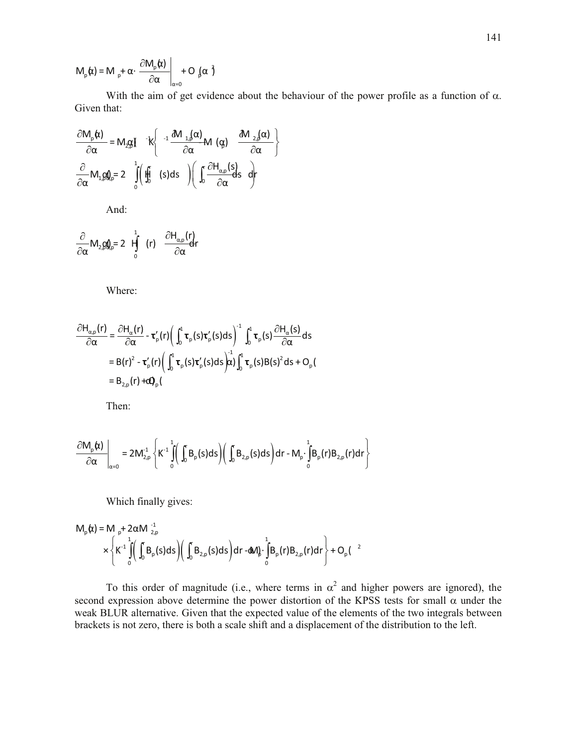$$M_p(\alpha) = M_p + \alpha \cdot \left. \frac{\partial M_p(\alpha)}{\partial \alpha} \right|_{\alpha=0} + O_p(\alpha^2)$$

With the aim of get evidence about the behaviour of the power profile as a function of α. Given that:

$$\frac{\partial M_p(\alpha)}{\partial \alpha} = M_{2,p}(\alpha)^{-1} \left\{ K^{-1} \frac{\partial M_{1,p}(\alpha)}{\partial \alpha} - M_p(\alpha) \frac{\partial M_{2,p}(\alpha)}{\partial \alpha} \right\}$$

$$\frac{\partial}{\partial \alpha} M_{1,p}(\alpha) = 2 \int_0^1 \left( \int_0^r H_{\alpha,p}(s)ds \right) \left( \int_0^r \frac{\partial H_{\alpha,p}(s)}{\partial \alpha} ds \right) dr$$

And:

$$\frac{\partial}{\partial \alpha} M_{2,p}(\alpha) = 2 \int_0^1 H_{\alpha,p}(r) \frac{\partial H_{\alpha,p}(r)}{\partial \alpha} dr$$

Where:

$$\begin{aligned}
\frac{\partial H_{\alpha,p}(r)}{\partial \alpha} &= \frac{\partial H_\alpha(r)}{\partial \alpha} - \boldsymbol{\tau}_p'(r) \left( \int_0^1 \boldsymbol{\tau}_p(s)\boldsymbol{\tau}_p'(s)ds \right)^{-1} \int_0^1 \boldsymbol{\tau}_p(s) \frac{\partial H_\alpha(s)}{\partial \alpha} ds \\
&= B(r)^2 - \boldsymbol{\tau}_p'(r) \left( \int_0^1 \boldsymbol{\tau}_p(s)\boldsymbol{\tau}_p'(s)ds \right)^{-1} \int_0^1 \boldsymbol{\tau}_p(s)B(s)^2 ds + O_p(\alpha) \\
&= B_{2,p}(r) + O_p(\alpha)
\end{aligned}$$

Then:

$$\left. \frac{\partial M_p(\alpha)}{\partial \alpha} \right|_{\alpha=0} = 2M_{2,p}^{-1} \left\{ K^{-1} \int_0^1 \left( \int_0^r B_p(s)ds \right) \left( \int_0^r B_{2,p}(s)ds \right) dr - M_p \cdot \int_0^1 B_p(r)B_{2,p}(r)dr \right\}$$

Which finally gives:

$$\begin{aligned}
M_p(\alpha) = M_p &+ 2\alpha M_{2,p}^{-1} \\
&\times \left\{ K^{-1} \int_0^1 \left( \int_0^r B_p(s)ds \right) \left( \int_0^r B_{2,p}(s)ds \right) dr - M_p \cdot \int_0^1 B_p(r)B_{2,p}(r)dr \right\} + O_p(\alpha^2)
\end{aligned}$$

To this order of magnitude (i.e., where terms in $\alpha^2$ and higher powers are ignored), the second expression above determine the power distortion of the KPSS tests for small α under the weak BLUR alternative. Given that the expected value of the elements of the two integrals between brackets is not zero, there is both a scale shift and a displacement of the distribution to the left.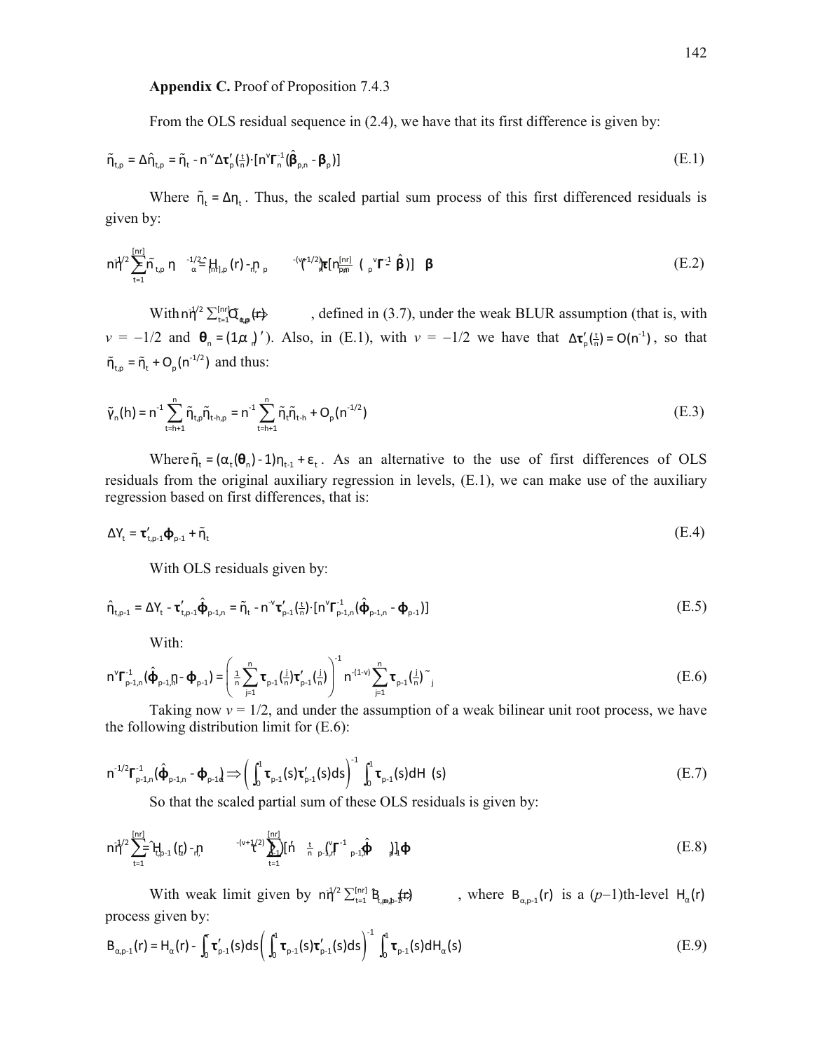**Appendix C.** Proof of Proposition 7.4.3

From the OLS residual sequence in (2.4), we have that its first difference is given by:

$$\tilde{\eta}_{t,p} = \Delta\hat{\eta}_{t,p} = \tilde{\eta}_t - n^{-v}\Delta\boldsymbol{\tau}'_p(\tfrac{t}{n})\cdot[n^v\boldsymbol{\Gamma}_n^{-1}(\hat{\boldsymbol{\beta}}_{p,n} - \boldsymbol{\beta}_p)] \tag{E.1}$$

Where $\tilde{\eta}_t = \Delta\eta_t$. Thus, the scaled partial sum process of this first differenced residuals is given by:

$$n^{-1/2}\sum_{t=1}^{[nr]}\tilde{\eta}_{t,p} = \hat{H}_{[nr],p}(r) - n^{-(v+1/2)}\boldsymbol{\tau}'_p(\tfrac{[nr]}{n})\cdot[n^v\boldsymbol{\Gamma}_n^{-1}(\hat{\boldsymbol{\beta}}_{p,n} - \boldsymbol{\beta}_p)] \tag{E.2}$$

With $n^{-1/2}\sum_{t=1}^{[nr]}\tilde{\eta}_{t,p} \Rightarrow H_{\alpha,p}(r)$, defined in (3.7), under the weak BLUR assumption (that is, with $v = -1/2$ and $\boldsymbol{\theta}_n = (1,\alpha_n)'$). Also, in (E.1), with $v = -1/2$ we have that $\Delta\boldsymbol{\tau}'_p(\tfrac{t}{n}) = O(n^{-1})$, so that $\tilde{\eta}_{t,p} = \tilde{\eta}_t + O_p(n^{-1/2})$ and thus:

$$\tilde{\gamma}_n(h) = n^{-1}\sum_{t=h+1}^{n}\tilde{\eta}_{t,p}\tilde{\eta}_{t-h,p} = n^{-1}\sum_{t=h+1}^{n}\tilde{\eta}_t\tilde{\eta}_{t-h} + O_p(n^{-1/2}) \tag{E.3}$$

Where $\tilde{\eta}_t = (\alpha_t(\boldsymbol{\theta}_n) - 1)\eta_{t-1} + \varepsilon_t$. As an alternative to the use of first differences of OLS residuals from the original auxiliary regression in levels, (E.1), we can make use of the auxiliary regression based on first differences, that is:

$$\Delta Y_t = \boldsymbol{\tau}'_{t,p-1}\boldsymbol{\phi}_{p-1} + \tilde{\eta}_t \tag{E.4}$$

With OLS residuals given by:

$$\hat{\eta}_{t,p-1} = \Delta Y_t - \boldsymbol{\tau}'_{t,p-1}\hat{\boldsymbol{\phi}}_{p-1,n} = \tilde{\eta}_t - n^{-v}\boldsymbol{\tau}'_{p-1}(\tfrac{t}{n})\cdot[n^v\boldsymbol{\Gamma}_{p-1,n}^{-1}(\hat{\boldsymbol{\phi}}_{p-1,n} - \boldsymbol{\phi}_{p-1})] \tag{E.5}$$

With:

$$n^v\boldsymbol{\Gamma}_{p-1,n}^{-1}(\hat{\boldsymbol{\phi}}_{p-1,n} - \boldsymbol{\phi}_{p-1}) = \left(\frac{1}{n}\sum_{j=1}^{n}\boldsymbol{\tau}_{p-1}(\tfrac{j}{n})\boldsymbol{\tau}'_{p-1}(\tfrac{j}{n})\right)^{-1} n^{-(1-v)}\sum_{j=1}^{n}\boldsymbol{\tau}_{p-1}(\tfrac{j}{n})\tilde{\eta}_j \tag{E.6}$$

Taking now $v = 1/2$, and under the assumption of a weak bilinear unit root process, we have the following distribution limit for (E.6):

$$n^{-1/2}\boldsymbol{\Gamma}_{p-1,n}^{-1}(\hat{\boldsymbol{\phi}}_{p-1,n} - \boldsymbol{\phi}_{p-1}) \Rightarrow \left(\int_0^1\boldsymbol{\tau}_{p-1}(s)\boldsymbol{\tau}'_{p-1}(s)ds\right)^{-1}\int_0^1\boldsymbol{\tau}_{p-1}(s)dH_\alpha(s) \tag{E.7}$$

So that the scaled partial sum of these OLS residuals is given by:

$$n^{-1/2}\sum_{t=1}^{[nr]}\hat{\eta}_{t,p-1} = \hat{H}_n(r) - n^{-(v+1/2)}\sum_{t=1}^{[nr]}\boldsymbol{\tau}'_{p-1}(\tfrac{t}{n})\cdot[n^v\boldsymbol{\Gamma}_{p-1,n}^{-1}(\hat{\boldsymbol{\phi}}_{p-1,n} - \boldsymbol{\phi}_{p-1})] \tag{E.8}$$

With weak limit given by $n^{-1/2}\sum_{t=1}^{[nr]}\hat{\eta}_{t,p-1} \Rightarrow B_{\alpha,p-1}(r)$, where $B_{\alpha,p-1}(r)$ is a ($p$–1)th-level $H_\alpha(r)$ process given by:

$$B_{\alpha,p-1}(r) = H_\alpha(r) - \int_0^r\boldsymbol{\tau}'_{p-1}(s)ds\left(\int_0^1\boldsymbol{\tau}_{p-1}(s)\boldsymbol{\tau}'_{p-1}(s)ds\right)^{-1}\int_0^1\boldsymbol{\tau}_{p-1}(s)dH_\alpha(s) \tag{E.9}$$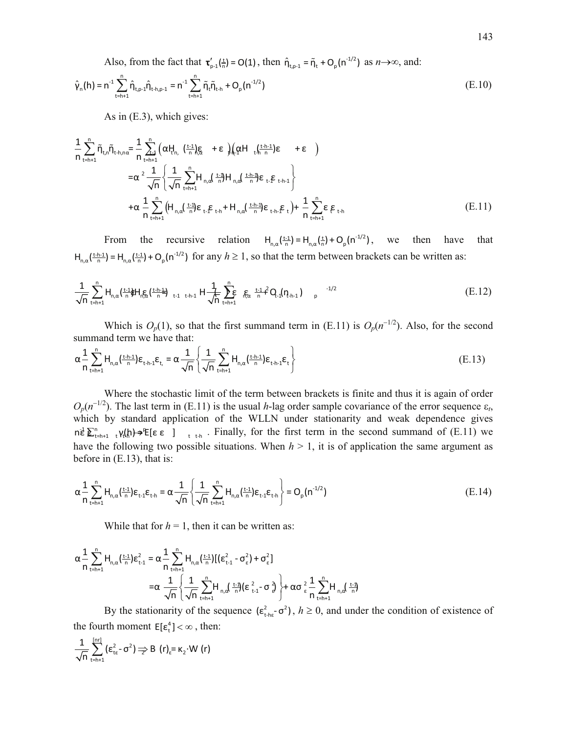Also, from the fact that $\tau'_{p-1}(\frac{t}{n}) = O(1)$, then $\hat{\eta}_{t,p-1} = \tilde{\eta}_t + O_p(n^{-1/2})$ as $n\to\infty$, and:

$$\hat{\gamma}_n(h) = n^{-1}\sum_{t=h+1}^{n}\hat{\eta}_{t,p-1}\hat{\eta}_{t-h,p-1} = n^{-1}\sum_{t=h+1}^{n}\tilde{\eta}_t\tilde{\eta}_{t-h} + O_p(n^{-1/2}) \tag{E.10}$$

As in (E.3), which gives:

$$\begin{aligned}
\frac{1}{n}\sum_{t=h+1}^{n}\tilde{\eta}_{t,n}\tilde{\eta}_{t-h,n} &= \frac{1}{n}\sum_{t=h+1}^{n}\left(\alpha H_{n,\alpha}(\tfrac{t-1}{n})\varepsilon_{t-1} + \varepsilon_t\right)\left(\alpha H_{n,\alpha}(\tfrac{t-h-1}{n})\varepsilon_{t-h-1} + \varepsilon_{t-h}\right) \\
&= \alpha^2\frac{1}{\sqrt{n}}\left\{\frac{1}{\sqrt{n}}\sum_{t=h+1}^{n}H_{n,\alpha}(\tfrac{t-1}{n})H_{n,\alpha}(\tfrac{t-h-1}{n})\varepsilon_{t-1}\varepsilon_{t-h-1}\right\} \\
&\quad + \alpha\frac{1}{n}\sum_{t=h+1}^{n}\left(H_{n,\alpha}(\tfrac{t-1}{n})\varepsilon_{t-1}\varepsilon_{t-h} + H_{n,\alpha}(\tfrac{t-h-1}{n})\varepsilon_{t-h-1}\varepsilon_t\right) + \frac{1}{n}\sum_{t=h+1}^{n}\varepsilon_t\varepsilon_{t-h}
\end{aligned} \tag{E.11}$$

From the recursive relation $H_{n,\alpha}(\frac{t-1}{n}) = H_{n,\alpha}(\frac{t}{n}) + O_p(n^{-1/2})$, we then have that $H_{n,\alpha}(\frac{t-h-1}{n}) = H_{n,\alpha}(\frac{t-1}{n}) + O_p(n^{-1/2})$ for any $h \geq 1$, so that the term between brackets can be written as:

$$\frac{1}{\sqrt{n}}\sum_{t=h+1}^{n}H_{n,\alpha}(\tfrac{t-1}{n})H_{n,\alpha}(\tfrac{t-h-1}{n})\varepsilon_{t-1}\varepsilon_{t-h-1} = \frac{1}{\sqrt{n}}\sum_{t=h+1}^{n}H^2_{n,\alpha}(\tfrac{t-1}{n})\varepsilon_{t-1}\varepsilon_{t-h-1} + O_p(n^{-1/2}) \tag{E.12}$$

Which is $O_p(1)$, so that the first summand term in (E.11) is $O_p(n^{-1/2})$. Also, for the second summand term we have that:

$$\alpha\frac{1}{n}\sum_{t=h+1}^{n}H_{n,\alpha}(\tfrac{t-h-1}{n})\varepsilon_{t-h-1}\varepsilon_t = \alpha\frac{1}{\sqrt{n}}\left\{\frac{1}{\sqrt{n}}\sum_{t=h+1}^{n}H_{n,\alpha}(\tfrac{t-h-1}{n})\varepsilon_{t-h-1}\varepsilon_t\right\} \tag{E.13}$$

Where the stochastic limit of the term between brackets is finite and thus it is again of order $O_p(n^{-1/2})$. The last term in (E.11) is the usual $h$-lag order sample covariance of the error sequence $\varepsilon_t$, which by standard application of the WLLN under stationarity and weak dependence gives $n^{-1}\sum_{t=h+1}^{n}\varepsilon_t\varepsilon_{t-h} \to^p \gamma_\varepsilon(h) = E[\varepsilon_t\varepsilon_{t-h}]$. Finally, for the first term in the second summand of (E.11) we have the following two possible situations. When $h > 1$, it is of application the same argument as before in (E.13), that is:

$$\alpha\frac{1}{n}\sum_{t=h+1}^{n}H_{n,\alpha}(\tfrac{t-1}{n})\varepsilon_{t-1}\varepsilon_{t-h} = \alpha\frac{1}{\sqrt{n}}\left\{\frac{1}{\sqrt{n}}\sum_{t=h+1}^{n}H_{n,\alpha}(\tfrac{t-1}{n})\varepsilon_{t-1}\varepsilon_{t-h}\right\} = O_p(n^{-1/2}) \tag{E.14}$$

While that for $h = 1$, then it can be written as:

$$\begin{aligned}
\alpha\frac{1}{n}\sum_{t=h+1}^{n}H_{n,\alpha}(\tfrac{t-1}{n})\varepsilon^2_{t-1} &= \alpha\frac{1}{n}\sum_{t=h+1}^{n}H_{n,\alpha}(\tfrac{t-1}{n})[(\varepsilon^2_{t-1} - \sigma^2_\varepsilon) + \sigma^2_\varepsilon] \\
&= \alpha\frac{1}{\sqrt{n}}\left\{\frac{1}{\sqrt{n}}\sum_{t=h+1}^{n}H_{n,\alpha}(\tfrac{t-1}{n})(\varepsilon^2_{t-1} - \sigma^2_\varepsilon)\right\} + \alpha\sigma^2_\varepsilon\frac{1}{n}\sum_{t=h+1}^{n}H_{n,\alpha}(\tfrac{t-1}{n})
\end{aligned}$$

By the stationarity of the sequence $(\varepsilon^2_{t-h} - \sigma^2_\varepsilon)$, $h \geq 0$, and under the condition of existence of the fourth moment $E[\varepsilon^4_t] < \infty$, then:

$$\frac{1}{\sqrt{n}}\sum_{t=h+1}^{[nr]}(\varepsilon^2_t - \sigma^2_\varepsilon) \Rightarrow B_2(r) = \kappa_2 \cdot W_\varepsilon(r)$$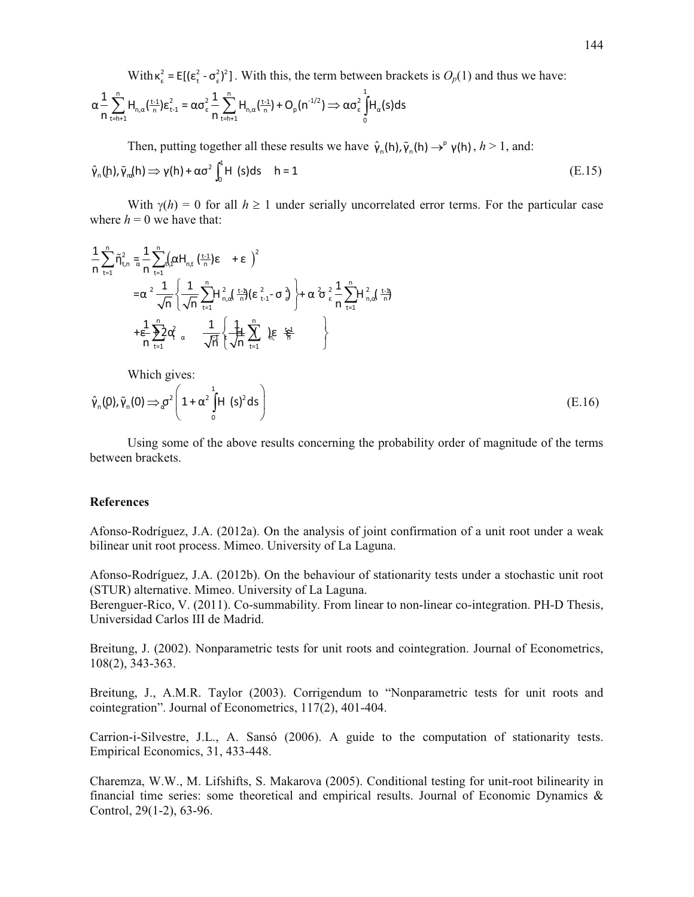With $\kappa_\varepsilon^2 = E[(\varepsilon_t^2 - \sigma_\varepsilon^2)^2]$. With this, the term between brackets is $O_p(1)$ and thus we have:

$$\alpha \frac{1}{n}\sum_{t=h+1}^{n} H_{n,\alpha}(\tfrac{t-1}{n})\varepsilon_{t-1}^2 = \alpha\sigma_\varepsilon^2 \frac{1}{n}\sum_{t=h+1}^{n} H_{n,\alpha}(\tfrac{t-1}{n}) + O_p(n^{-1/2}) \Rightarrow \alpha\sigma_\varepsilon^2 \int_0^1 H_\alpha(s)ds$$

Then, putting together all these results we have $\hat{\gamma}_n(h), \tilde{\gamma}_n(h) \to^p \gamma(h)$, $h > 1$, and:

$$\hat{\gamma}_n(h), \tilde{\gamma}_n(h) \Rightarrow \gamma(h) + \alpha\sigma_\varepsilon^2 \int_0^1 H_\alpha(s)ds \quad h = 1 \tag{E.15}$$

With $\gamma(h) = 0$ for all $h \geq 1$ under serially uncorrelated error terms. For the particular case where $h = 0$ we have that:

$$\begin{aligned}
\frac{1}{n}\sum_{t=1}^{n}\tilde{\eta}_{t,n}^2 &= \frac{1}{n}\sum_{t=1}^{n}\left(\alpha H_{n,\alpha}(\tfrac{t-1}{n})\varepsilon_{t-1} + \varepsilon_t\right)^2 \\
&= \alpha^2 \frac{1}{\sqrt{n}}\left\{\frac{1}{\sqrt{n}}\sum_{t=1}^{n} H_{n,\alpha}^2(\tfrac{t-1}{n})(\varepsilon_{t-1}^2 - \sigma_\varepsilon^2)\right\} + \alpha^2\sigma_\varepsilon^2 \frac{1}{n}\sum_{t=1}^{n} H_{n,\alpha}^2(\tfrac{t-1}{n}) \\
&\quad + \frac{1}{n}\sum_{t=1}^{n}\varepsilon_t^2 + 2\alpha \frac{1}{\sqrt{n}}\left\{\frac{1}{\sqrt{n}}\sum_{t=1}^{n} H_{n,\alpha}(\tfrac{t-1}{n})\varepsilon_{t-1}\varepsilon_t\right\}
\end{aligned}$$

Which gives:

$$\hat{\gamma}_n(0), \tilde{\gamma}_n(0) \Rightarrow \sigma_\varepsilon^2\left(1 + \alpha^2 \int_0^1 H_\alpha(s)^2 ds\right) \tag{E.16}$$

Using some of the above results concerning the probability order of magnitude of the terms between brackets.

## References

Afonso-Rodríguez, J.A. (2012a). On the analysis of joint confirmation of a unit root under a weak bilinear unit root process. Mimeo. University of La Laguna.

Afonso-Rodríguez, J.A. (2012b). On the behaviour of stationarity tests under a stochastic unit root (STUR) alternative. Mimeo. University of La Laguna.

Berenguer-Rico, V. (2011). Co-summability. From linear to non-linear co-integration. PH-D Thesis, Universidad Carlos III de Madrid.

Breitung, J. (2002). Nonparametric tests for unit roots and cointegration. Journal of Econometrics, 108(2), 343-363.

Breitung, J., A.M.R. Taylor (2003). Corrigendum to "Nonparametric tests for unit roots and cointegration". Journal of Econometrics, 117(2), 401-404.

Carrion-i-Silvestre, J.L., A. Sansó (2006). A guide to the computation of stationarity tests. Empirical Economics, 31, 433-448.

Charemza, W.W., M. Lifshifts, S. Makarova (2005). Conditional testing for unit-root bilinearity in financial time series: some theoretical and empirical results. Journal of Economic Dynamics & Control, 29(1-2), 63-96.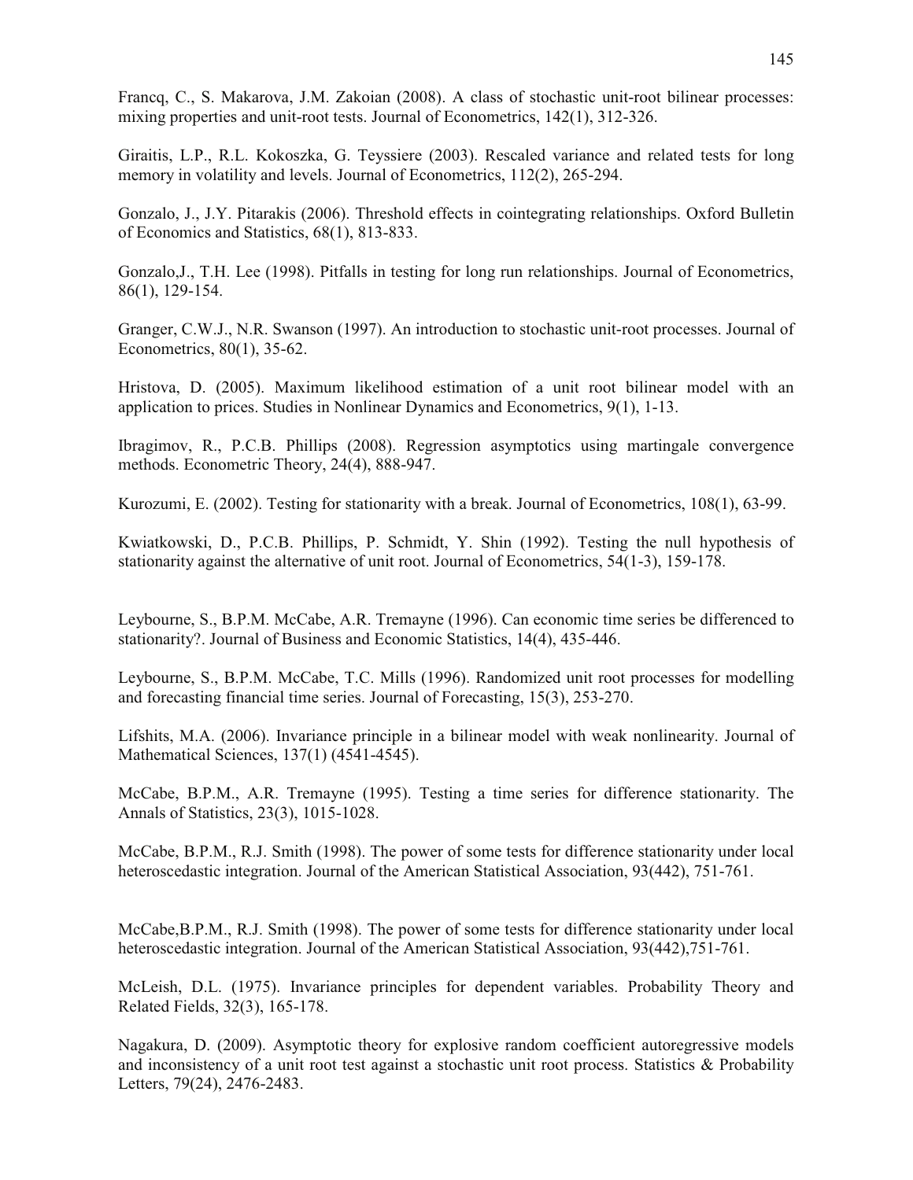Francq, C., S. Makarova, J.M. Zakoian (2008). A class of stochastic unit-root bilinear processes: mixing properties and unit-root tests. Journal of Econometrics, 142(1), 312-326.

Giraitis, L.P., R.L. Kokoszka, G. Teyssiere (2003). Rescaled variance and related tests for long memory in volatility and levels. Journal of Econometrics, 112(2), 265-294.

Gonzalo, J., J.Y. Pitarakis (2006). Threshold effects in cointegrating relationships. Oxford Bulletin of Economics and Statistics, 68(1), 813-833.

Gonzalo,J., T.H. Lee (1998). Pitfalls in testing for long run relationships. Journal of Econometrics, 86(1), 129-154.

Granger, C.W.J., N.R. Swanson (1997). An introduction to stochastic unit-root processes. Journal of Econometrics, 80(1), 35-62.

Hristova, D. (2005). Maximum likelihood estimation of a unit root bilinear model with an application to prices. Studies in Nonlinear Dynamics and Econometrics, 9(1), 1-13.

Ibragimov, R., P.C.B. Phillips (2008). Regression asymptotics using martingale convergence methods. Econometric Theory, 24(4), 888-947.

Kurozumi, E. (2002). Testing for stationarity with a break. Journal of Econometrics, 108(1), 63-99.

Kwiatkowski, D., P.C.B. Phillips, P. Schmidt, Y. Shin (1992). Testing the null hypothesis of stationarity against the alternative of unit root. Journal of Econometrics, 54(1-3), 159-178.

Leybourne, S., B.P.M. McCabe, A.R. Tremayne (1996). Can economic time series be differenced to stationarity?. Journal of Business and Economic Statistics, 14(4), 435-446.

Leybourne, S., B.P.M. McCabe, T.C. Mills (1996). Randomized unit root processes for modelling and forecasting financial time series. Journal of Forecasting, 15(3), 253-270.

Lifshits, M.A. (2006). Invariance principle in a bilinear model with weak nonlinearity. Journal of Mathematical Sciences, 137(1) (4541-4545).

McCabe, B.P.M., A.R. Tremayne (1995). Testing a time series for difference stationarity. The Annals of Statistics, 23(3), 1015-1028.

McCabe, B.P.M., R.J. Smith (1998). The power of some tests for difference stationarity under local heteroscedastic integration. Journal of the American Statistical Association, 93(442), 751-761.

McCabe,B.P.M., R.J. Smith (1998). The power of some tests for difference stationarity under local heteroscedastic integration. Journal of the American Statistical Association, 93(442),751-761.

McLeish, D.L. (1975). Invariance principles for dependent variables. Probability Theory and Related Fields, 32(3), 165-178.

Nagakura, D. (2009). Asymptotic theory for explosive random coefficient autoregressive models and inconsistency of a unit root test against a stochastic unit root process. Statistics & Probability Letters, 79(24), 2476-2483.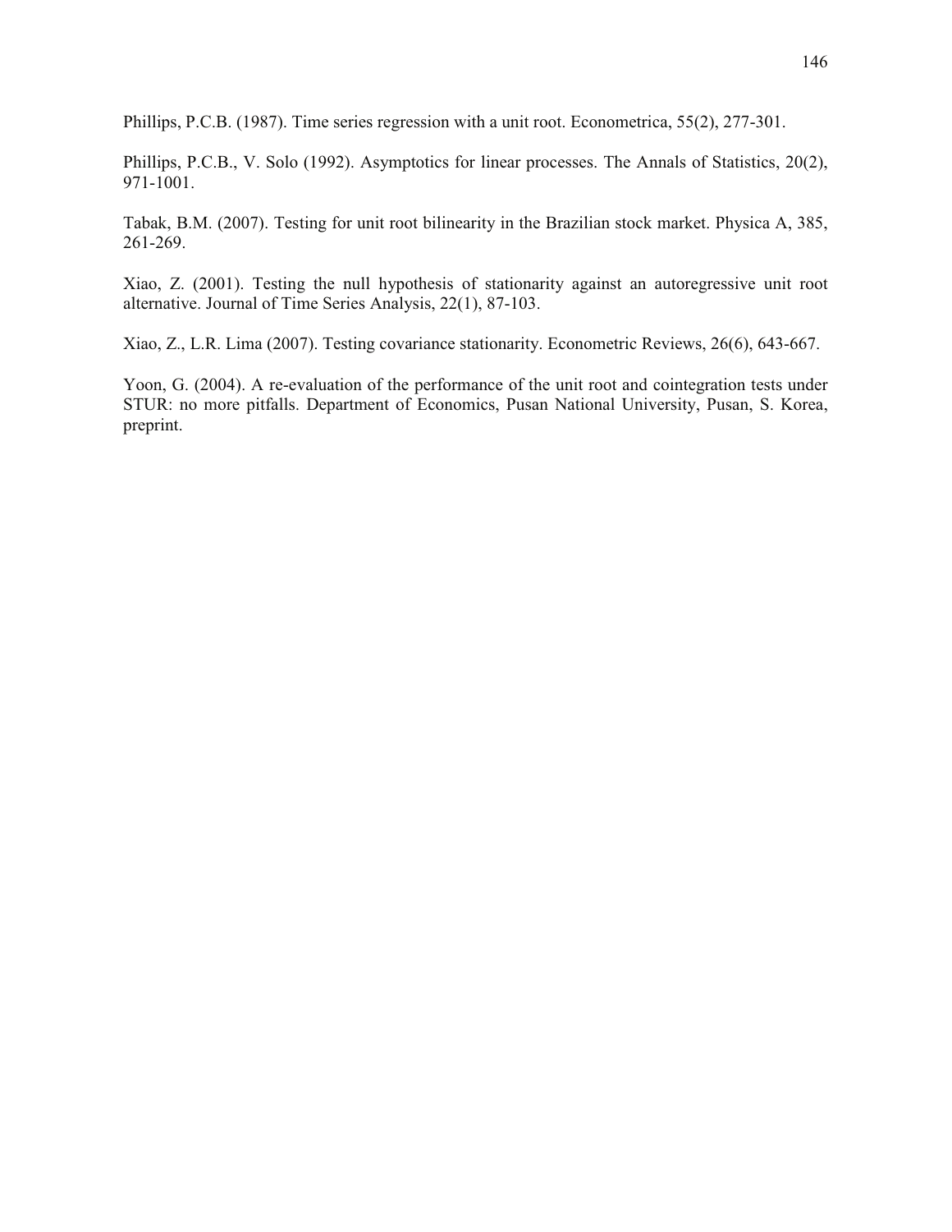Phillips, P.C.B. (1987). Time series regression with a unit root. Econometrica, 55(2), 277-301.

Phillips, P.C.B., V. Solo (1992). Asymptotics for linear processes. The Annals of Statistics, 20(2), 971-1001.

Tabak, B.M. (2007). Testing for unit root bilinearity in the Brazilian stock market. Physica A, 385, 261-269.

Xiao, Z. (2001). Testing the null hypothesis of stationarity against an autoregressive unit root alternative. Journal of Time Series Analysis, 22(1), 87-103.

Xiao, Z., L.R. Lima (2007). Testing covariance stationarity. Econometric Reviews, 26(6), 643-667.

Yoon, G. (2004). A re-evaluation of the performance of the unit root and cointegration tests under STUR: no more pitfalls. Department of Economics, Pusan National University, Pusan, S. Korea, preprint.